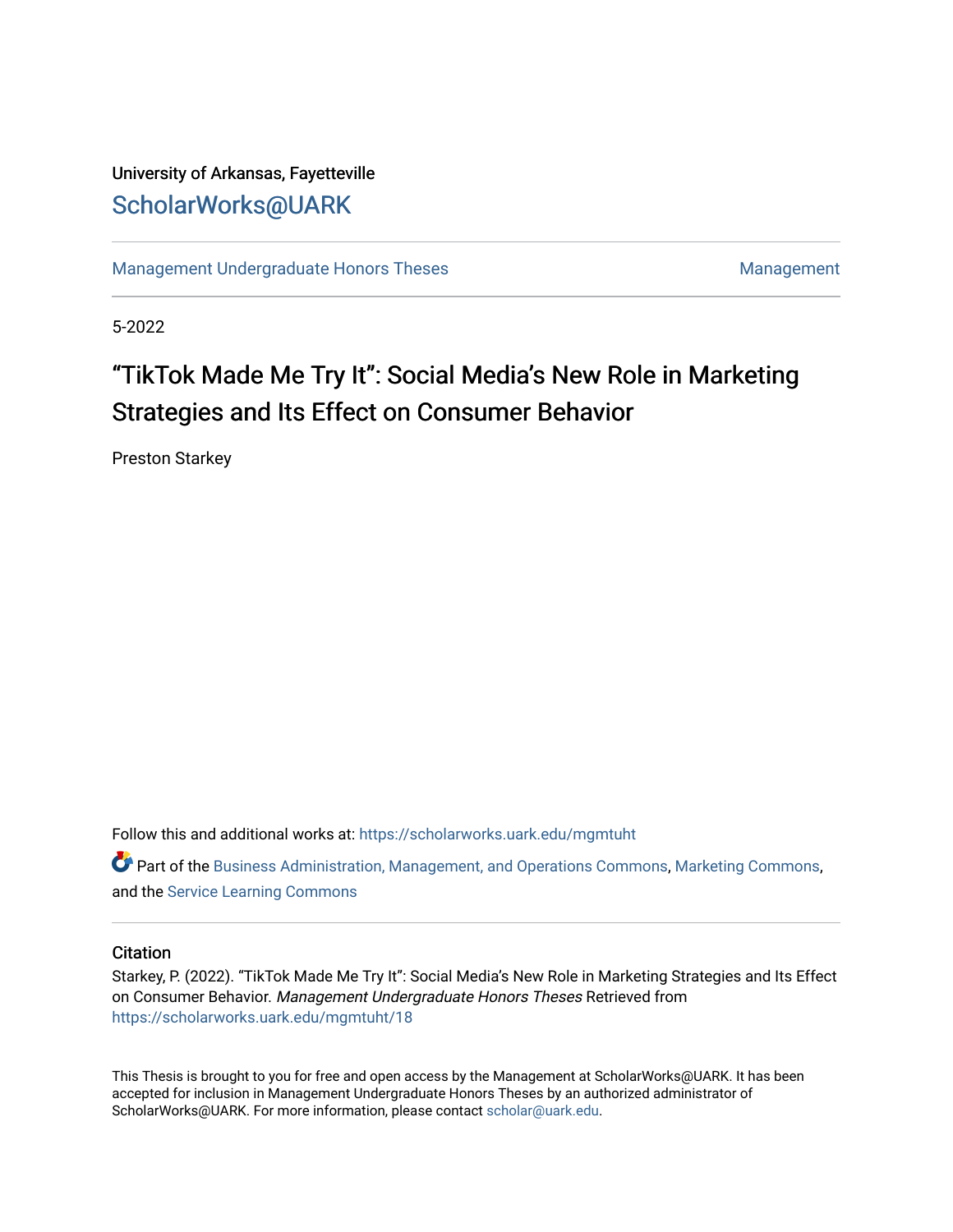University of Arkansas, Fayetteville

ScholarWorks@UARK

Management Undergraduate Honors Theses | Management

5-2022

# "TikTok Made Me Try It": Social Media's New Role in Marketing Strategies and Its Effect on Consumer Behavior

Preston Starkey

Follow this and additional works at: https://scholarworks.uark.edu/mgmtuht

Part of the Business Administration, Management, and Operations Commons, Marketing Commons, and the Service Learning Commons

## Citation

Starkey, P. (2022). "TikTok Made Me Try It": Social Media's New Role in Marketing Strategies and Its Effect on Consumer Behavior. *Management Undergraduate Honors Theses* Retrieved from https://scholarworks.uark.edu/mgmtuht/18

This Thesis is brought to you for free and open access by the Management at ScholarWorks@UARK. It has been accepted for inclusion in Management Undergraduate Honors Theses by an authorized administrator of ScholarWorks@UARK. For more information, please contact scholar@uark.edu.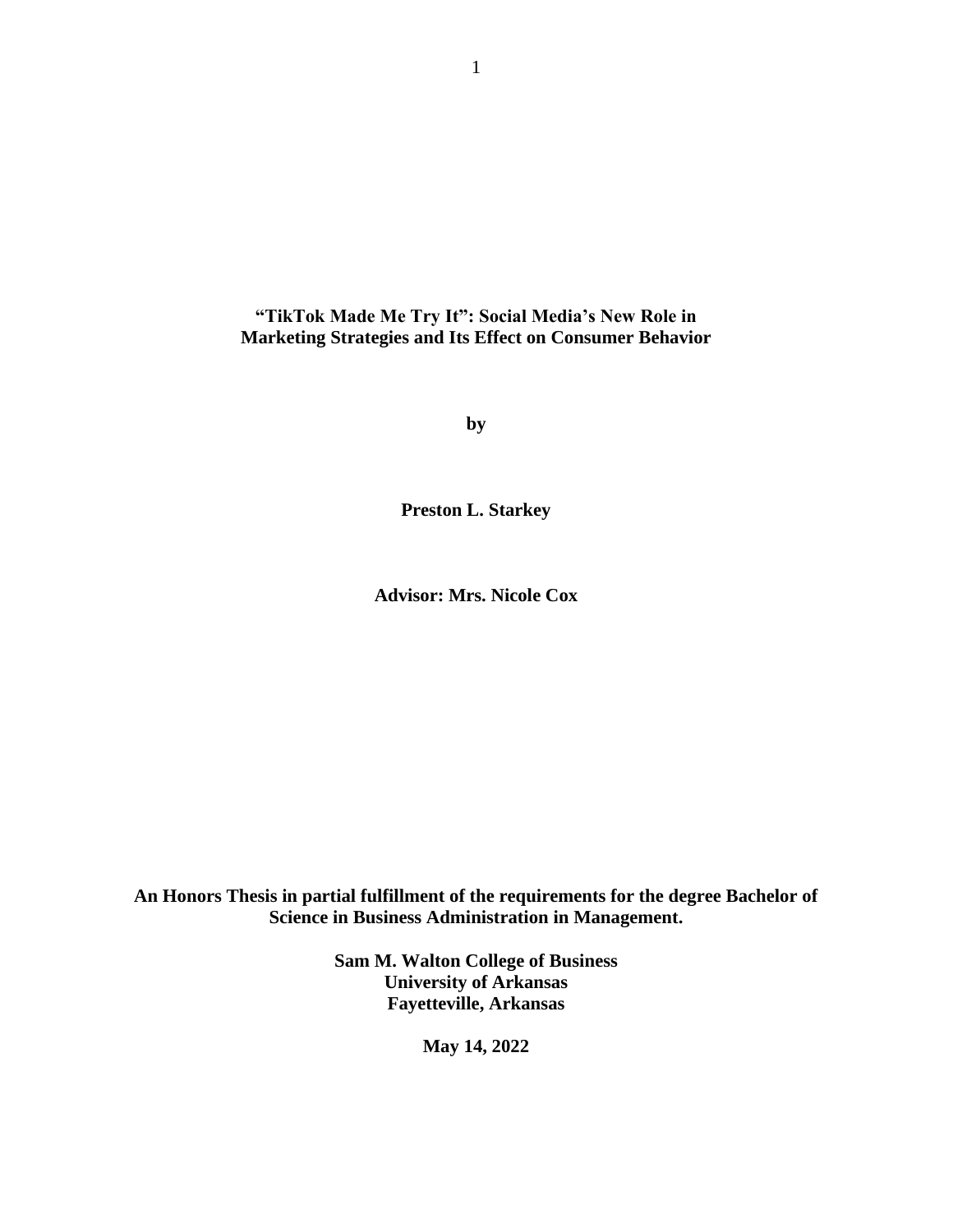**"TikTok Made Me Try It": Social Media's New Role in Marketing Strategies and Its Effect on Consumer Behavior**

**by**

**Preston L. Starkey**

**Advisor: Mrs. Nicole Cox**

**An Honors Thesis in partial fulfillment of the requirements for the degree Bachelor of Science in Business Administration in Management.**

**Sam M. Walton College of Business**
**University of Arkansas**
**Fayetteville, Arkansas**

**May 14, 2022**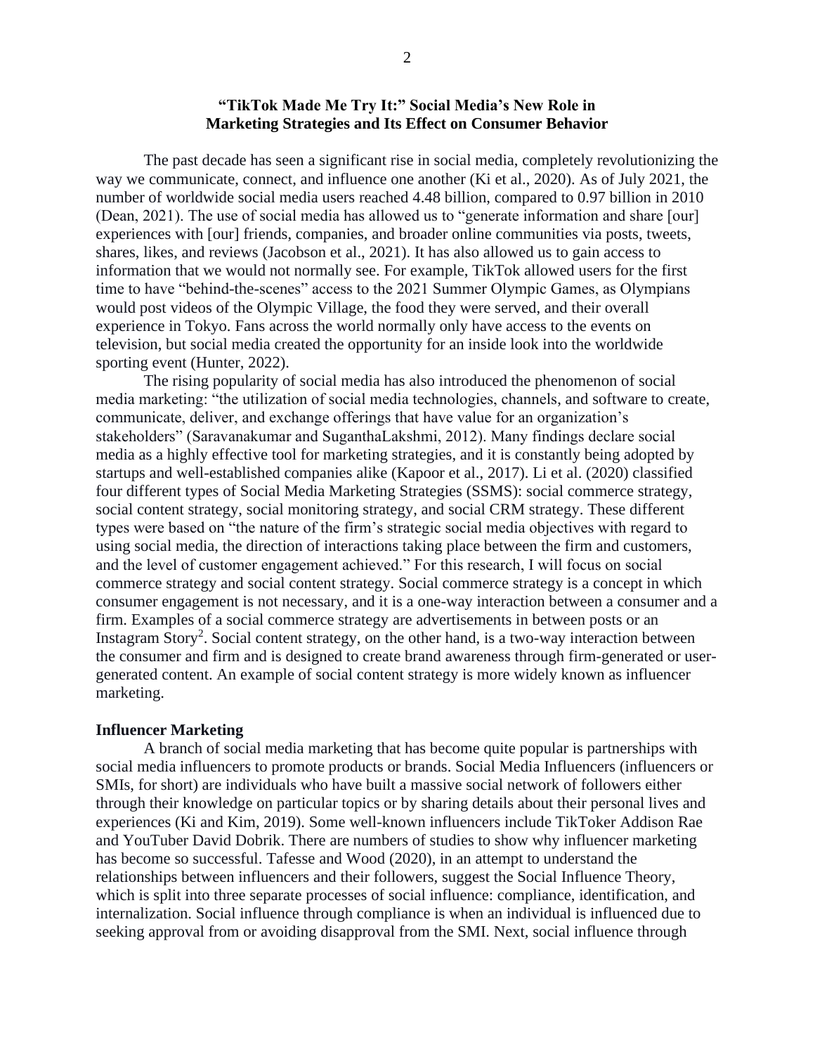**"TikTok Made Me Try It:" Social Media's New Role in Marketing Strategies and Its Effect on Consumer Behavior**

The past decade has seen a significant rise in social media, completely revolutionizing the way we communicate, connect, and influence one another (Ki et al., 2020). As of July 2021, the number of worldwide social media users reached 4.48 billion, compared to 0.97 billion in 2010 (Dean, 2021). The use of social media has allowed us to "generate information and share [our] experiences with [our] friends, companies, and broader online communities via posts, tweets, shares, likes, and reviews (Jacobson et al., 2021). It has also allowed us to gain access to information that we would not normally see. For example, TikTok allowed users for the first time to have "behind-the-scenes" access to the 2021 Summer Olympic Games, as Olympians would post videos of the Olympic Village, the food they were served, and their overall experience in Tokyo. Fans across the world normally only have access to the events on television, but social media created the opportunity for an inside look into the worldwide sporting event (Hunter, 2022).

The rising popularity of social media has also introduced the phenomenon of social media marketing: "the utilization of social media technologies, channels, and software to create, communicate, deliver, and exchange offerings that have value for an organization's stakeholders" (Saravanakumar and SuganthaLakshmi, 2012). Many findings declare social media as a highly effective tool for marketing strategies, and it is constantly being adopted by startups and well-established companies alike (Kapoor et al., 2017). Li et al. (2020) classified four different types of Social Media Marketing Strategies (SSMS): social commerce strategy, social content strategy, social monitoring strategy, and social CRM strategy. These different types were based on "the nature of the firm's strategic social media objectives with regard to using social media, the direction of interactions taking place between the firm and customers, and the level of customer engagement achieved." For this research, I will focus on social commerce strategy and social content strategy. Social commerce strategy is a concept in which consumer engagement is not necessary, and it is a one-way interaction between a consumer and a firm. Examples of a social commerce strategy are advertisements in between posts or an Instagram Story[2]. Social content strategy, on the other hand, is a two-way interaction between the consumer and firm and is designed to create brand awareness through firm-generated or user-generated content. An example of social content strategy is more widely known as influencer marketing.

## Influencer Marketing

A branch of social media marketing that has become quite popular is partnerships with social media influencers to promote products or brands. Social Media Influencers (influencers or SMIs, for short) are individuals who have built a massive social network of followers either through their knowledge on particular topics or by sharing details about their personal lives and experiences (Ki and Kim, 2019). Some well-known influencers include TikToker Addison Rae and YouTuber David Dobrik. There are numbers of studies to show why influencer marketing has become so successful. Tafesse and Wood (2020), in an attempt to understand the relationships between influencers and their followers, suggest the Social Influence Theory, which is split into three separate processes of social influence: compliance, identification, and internalization. Social influence through compliance is when an individual is influenced due to seeking approval from or avoiding disapproval from the SMI. Next, social influence through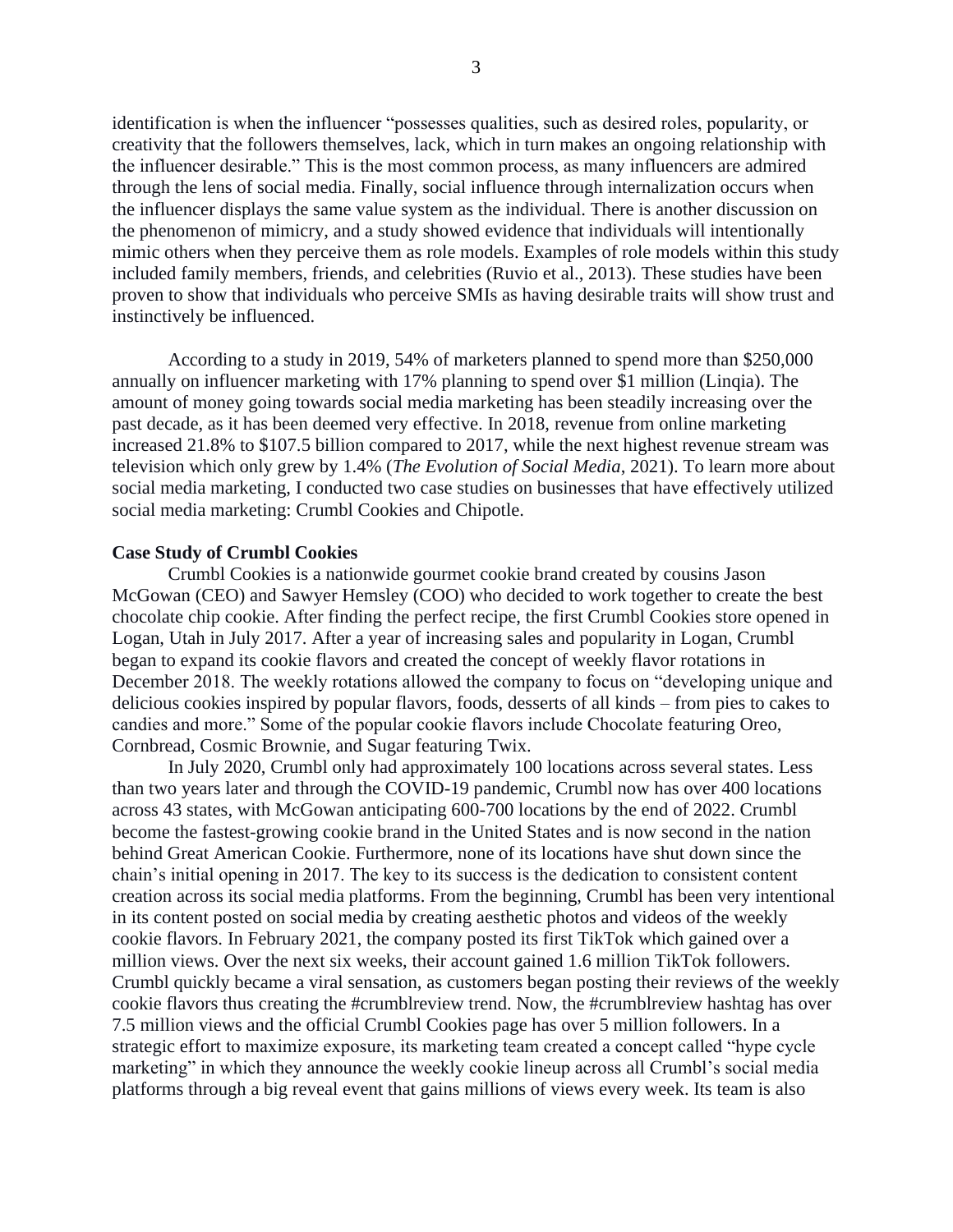identification is when the influencer "possesses qualities, such as desired roles, popularity, or creativity that the followers themselves, lack, which in turn makes an ongoing relationship with the influencer desirable." This is the most common process, as many influencers are admired through the lens of social media. Finally, social influence through internalization occurs when the influencer displays the same value system as the individual. There is another discussion on the phenomenon of mimicry, and a study showed evidence that individuals will intentionally mimic others when they perceive them as role models. Examples of role models within this study included family members, friends, and celebrities (Ruvio et al., 2013). These studies have been proven to show that individuals who perceive SMIs as having desirable traits will show trust and instinctively be influenced.

According to a study in 2019, 54% of marketers planned to spend more than $250,000 annually on influencer marketing with 17% planning to spend over $1 million (Linqia). The amount of money going towards social media marketing has been steadily increasing over the past decade, as it has been deemed very effective. In 2018, revenue from online marketing increased 21.8% to $107.5 billion compared to 2017, while the next highest revenue stream was television which only grew by 1.4% (*The Evolution of Social Media*, 2021). To learn more about social media marketing, I conducted two case studies on businesses that have effectively utilized social media marketing: Crumbl Cookies and Chipotle.

**Case Study of Crumbl Cookies**

Crumbl Cookies is a nationwide gourmet cookie brand created by cousins Jason McGowan (CEO) and Sawyer Hemsley (COO) who decided to work together to create the best chocolate chip cookie. After finding the perfect recipe, the first Crumbl Cookies store opened in Logan, Utah in July 2017. After a year of increasing sales and popularity in Logan, Crumbl began to expand its cookie flavors and created the concept of weekly flavor rotations in December 2018. The weekly rotations allowed the company to focus on "developing unique and delicious cookies inspired by popular flavors, foods, desserts of all kinds – from pies to cakes to candies and more." Some of the popular cookie flavors include Chocolate featuring Oreo, Cornbread, Cosmic Brownie, and Sugar featuring Twix.

In July 2020, Crumbl only had approximately 100 locations across several states. Less than two years later and through the COVID-19 pandemic, Crumbl now has over 400 locations across 43 states, with McGowan anticipating 600-700 locations by the end of 2022. Crumbl become the fastest-growing cookie brand in the United States and is now second in the nation behind Great American Cookie. Furthermore, none of its locations have shut down since the chain's initial opening in 2017. The key to its success is the dedication to consistent content creation across its social media platforms. From the beginning, Crumbl has been very intentional in its content posted on social media by creating aesthetic photos and videos of the weekly cookie flavors. In February 2021, the company posted its first TikTok which gained over a million views. Over the next six weeks, their account gained 1.6 million TikTok followers. Crumbl quickly became a viral sensation, as customers began posting their reviews of the weekly cookie flavors thus creating the #crumblreview trend. Now, the #crumblreview hashtag has over 7.5 million views and the official Crumbl Cookies page has over 5 million followers. In a strategic effort to maximize exposure, its marketing team created a concept called "hype cycle marketing" in which they announce the weekly cookie lineup across all Crumbl's social media platforms through a big reveal event that gains millions of views every week. Its team is also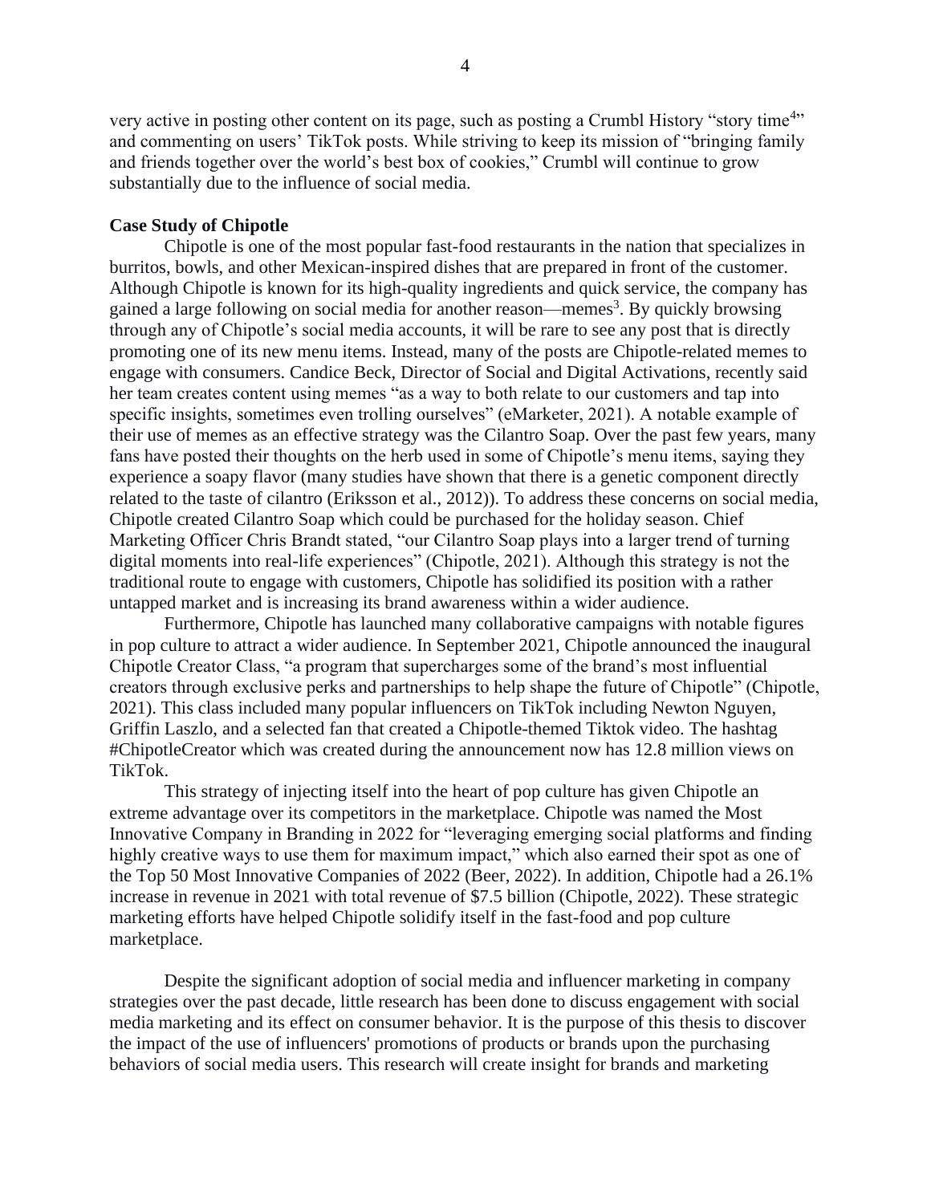very active in posting other content on its page, such as posting a Crumbl History "story time[4]" and commenting on users' TikTok posts. While striving to keep its mission of "bringing family and friends together over the world's best box of cookies," Crumbl will continue to grow substantially due to the influence of social media.

**Case Study of Chipotle**

Chipotle is one of the most popular fast-food restaurants in the nation that specializes in burritos, bowls, and other Mexican-inspired dishes that are prepared in front of the customer. Although Chipotle is known for its high-quality ingredients and quick service, the company has gained a large following on social media for another reason—memes[3]. By quickly browsing through any of Chipotle's social media accounts, it will be rare to see any post that is directly promoting one of its new menu items. Instead, many of the posts are Chipotle-related memes to engage with consumers. Candice Beck, Director of Social and Digital Activations, recently said her team creates content using memes "as a way to both relate to our customers and tap into specific insights, sometimes even trolling ourselves" (eMarketer, 2021). A notable example of their use of memes as an effective strategy was the Cilantro Soap. Over the past few years, many fans have posted their thoughts on the herb used in some of Chipotle's menu items, saying they experience a soapy flavor (many studies have shown that there is a genetic component directly related to the taste of cilantro (Eriksson et al., 2012)). To address these concerns on social media, Chipotle created Cilantro Soap which could be purchased for the holiday season. Chief Marketing Officer Chris Brandt stated, "our Cilantro Soap plays into a larger trend of turning digital moments into real-life experiences" (Chipotle, 2021). Although this strategy is not the traditional route to engage with customers, Chipotle has solidified its position with a rather untapped market and is increasing its brand awareness within a wider audience.

Furthermore, Chipotle has launched many collaborative campaigns with notable figures in pop culture to attract a wider audience. In September 2021, Chipotle announced the inaugural Chipotle Creator Class, "a program that supercharges some of the brand's most influential creators through exclusive perks and partnerships to help shape the future of Chipotle" (Chipotle, 2021). This class included many popular influencers on TikTok including Newton Nguyen, Griffin Laszlo, and a selected fan that created a Chipotle-themed Tiktok video. The hashtag #ChipotleCreator which was created during the announcement now has 12.8 million views on TikTok.

This strategy of injecting itself into the heart of pop culture has given Chipotle an extreme advantage over its competitors in the marketplace. Chipotle was named the Most Innovative Company in Branding in 2022 for "leveraging emerging social platforms and finding highly creative ways to use them for maximum impact," which also earned their spot as one of the Top 50 Most Innovative Companies of 2022 (Beer, 2022). In addition, Chipotle had a 26.1% increase in revenue in 2021 with total revenue of $7.5 billion (Chipotle, 2022). These strategic marketing efforts have helped Chipotle solidify itself in the fast-food and pop culture marketplace.

Despite the significant adoption of social media and influencer marketing in company strategies over the past decade, little research has been done to discuss engagement with social media marketing and its effect on consumer behavior. It is the purpose of this thesis to discover the impact of the use of influencers' promotions of products or brands upon the purchasing behaviors of social media users. This research will create insight for brands and marketing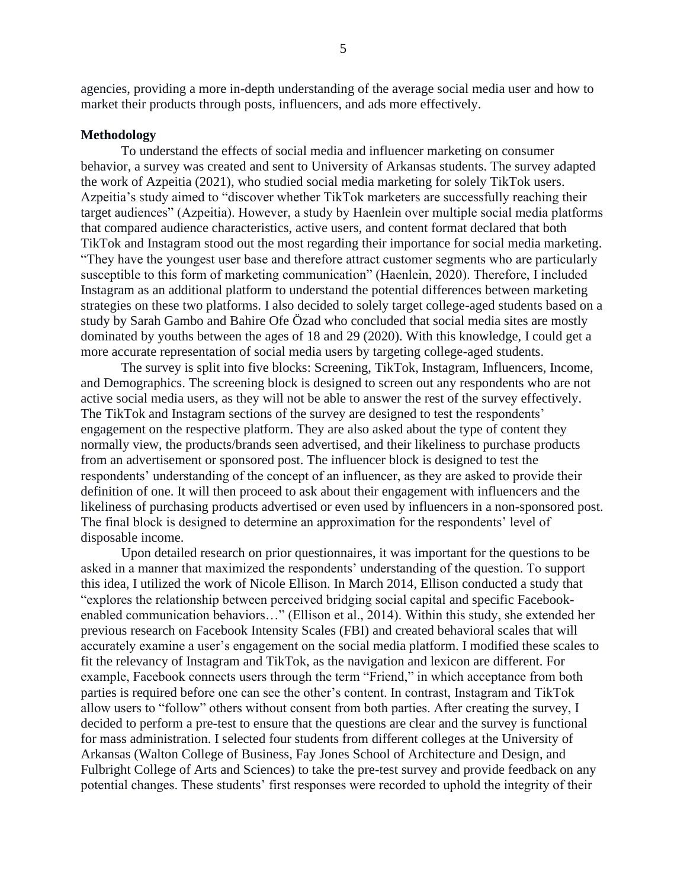agencies, providing a more in-depth understanding of the average social media user and how to market their products through posts, influencers, and ads more effectively.

**Methodology**

To understand the effects of social media and influencer marketing on consumer behavior, a survey was created and sent to University of Arkansas students. The survey adapted the work of Azpeitia (2021), who studied social media marketing for solely TikTok users. Azpeitia's study aimed to "discover whether TikTok marketers are successfully reaching their target audiences" (Azpeitia). However, a study by Haenlein over multiple social media platforms that compared audience characteristics, active users, and content format declared that both TikTok and Instagram stood out the most regarding their importance for social media marketing. "They have the youngest user base and therefore attract customer segments who are particularly susceptible to this form of marketing communication" (Haenlein, 2020). Therefore, I included Instagram as an additional platform to understand the potential differences between marketing strategies on these two platforms. I also decided to solely target college-aged students based on a study by Sarah Gambo and Bahire Ofe Özad who concluded that social media sites are mostly dominated by youths between the ages of 18 and 29 (2020). With this knowledge, I could get a more accurate representation of social media users by targeting college-aged students.

The survey is split into five blocks: Screening, TikTok, Instagram, Influencers, Income, and Demographics. The screening block is designed to screen out any respondents who are not active social media users, as they will not be able to answer the rest of the survey effectively. The TikTok and Instagram sections of the survey are designed to test the respondents' engagement on the respective platform. They are also asked about the type of content they normally view, the products/brands seen advertised, and their likeliness to purchase products from an advertisement or sponsored post. The influencer block is designed to test the respondents' understanding of the concept of an influencer, as they are asked to provide their definition of one. It will then proceed to ask about their engagement with influencers and the likeliness of purchasing products advertised or even used by influencers in a non-sponsored post. The final block is designed to determine an approximation for the respondents' level of disposable income.

Upon detailed research on prior questionnaires, it was important for the questions to be asked in a manner that maximized the respondents' understanding of the question. To support this idea, I utilized the work of Nicole Ellison. In March 2014, Ellison conducted a study that "explores the relationship between perceived bridging social capital and specific Facebook-enabled communication behaviors…" (Ellison et al., 2014). Within this study, she extended her previous research on Facebook Intensity Scales (FBI) and created behavioral scales that will accurately examine a user's engagement on the social media platform. I modified these scales to fit the relevancy of Instagram and TikTok, as the navigation and lexicon are different. For example, Facebook connects users through the term "Friend," in which acceptance from both parties is required before one can see the other's content. In contrast, Instagram and TikTok allow users to "follow" others without consent from both parties. After creating the survey, I decided to perform a pre-test to ensure that the questions are clear and the survey is functional for mass administration. I selected four students from different colleges at the University of Arkansas (Walton College of Business, Fay Jones School of Architecture and Design, and Fulbright College of Arts and Sciences) to take the pre-test survey and provide feedback on any potential changes. These students' first responses were recorded to uphold the integrity of their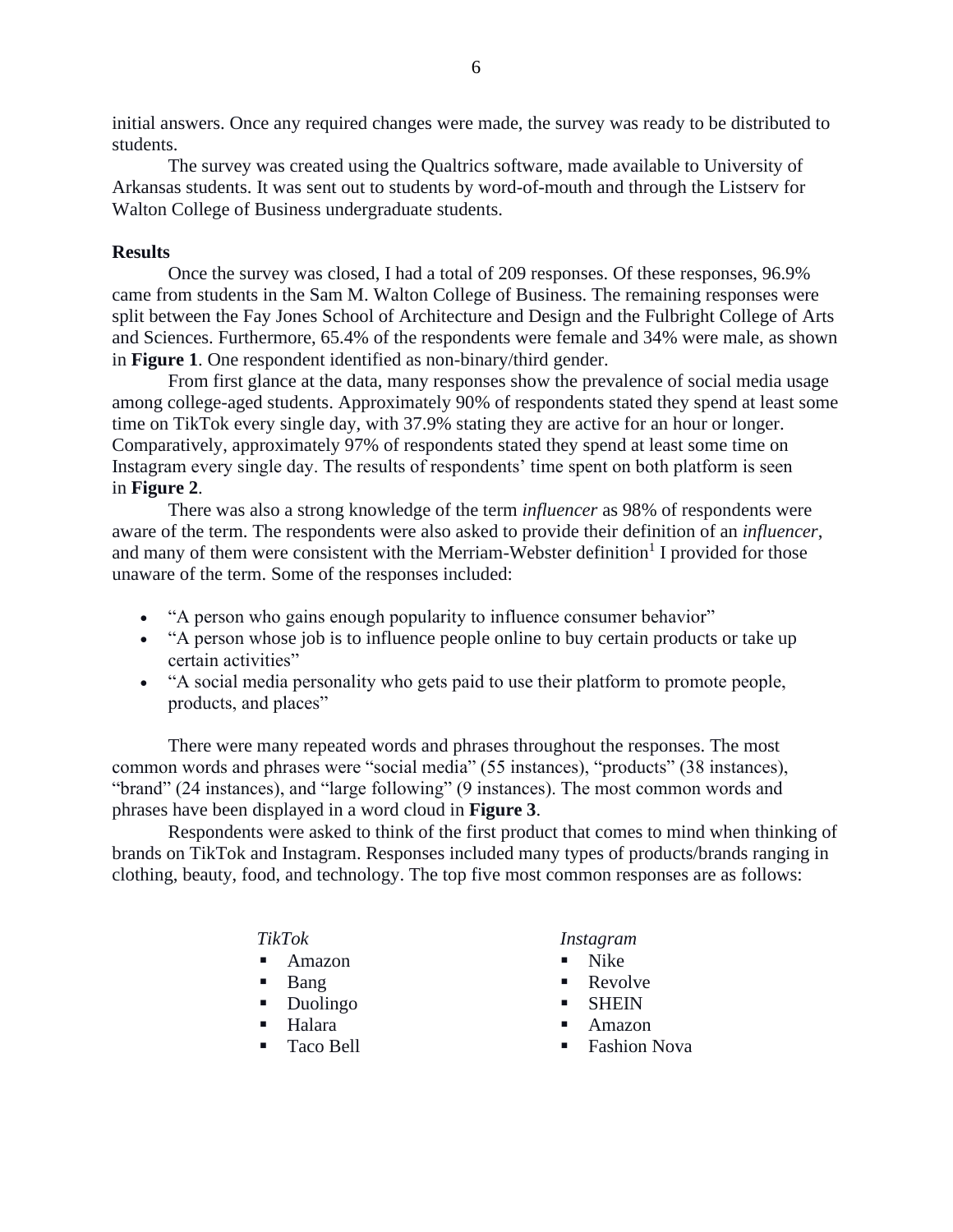initial answers. Once any required changes were made, the survey was ready to be distributed to students.

The survey was created using the Qualtrics software, made available to University of Arkansas students. It was sent out to students by word-of-mouth and through the Listserv for Walton College of Business undergraduate students.

**Results**

Once the survey was closed, I had a total of 209 responses. Of these responses, 96.9% came from students in the Sam M. Walton College of Business. The remaining responses were split between the Fay Jones School of Architecture and Design and the Fulbright College of Arts and Sciences. Furthermore, 65.4% of the respondents were female and 34% were male, as shown in **Figure 1**. One respondent identified as non-binary/third gender.

From first glance at the data, many responses show the prevalence of social media usage among college-aged students. Approximately 90% of respondents stated they spend at least some time on TikTok every single day, with 37.9% stating they are active for an hour or longer. Comparatively, approximately 97% of respondents stated they spend at least some time on Instagram every single day. The results of respondents' time spent on both platform is seen in **Figure 2**.

There was also a strong knowledge of the term *influencer* as 98% of respondents were aware of the term. The respondents were also asked to provide their definition of an *influencer*, and many of them were consistent with the Merriam-Webster definition[1] I provided for those unaware of the term. Some of the responses included:

- "A person who gains enough popularity to influence consumer behavior"
- "A person whose job is to influence people online to buy certain products or take up certain activities"
- "A social media personality who gets paid to use their platform to promote people, products, and places"

There were many repeated words and phrases throughout the responses. The most common words and phrases were "social media" (55 instances), "products" (38 instances), "brand" (24 instances), and "large following" (9 instances). The most common words and phrases have been displayed in a word cloud in **Figure 3**.

Respondents were asked to think of the first product that comes to mind when thinking of brands on TikTok and Instagram. Responses included many types of products/brands ranging in clothing, beauty, food, and technology. The top five most common responses are as follows:

*TikTok*

- Amazon
- Bang
- Duolingo
- Halara
- Taco Bell

*Instagram*

- Nike
- Revolve
- SHEIN
- Amazon
- Fashion Nova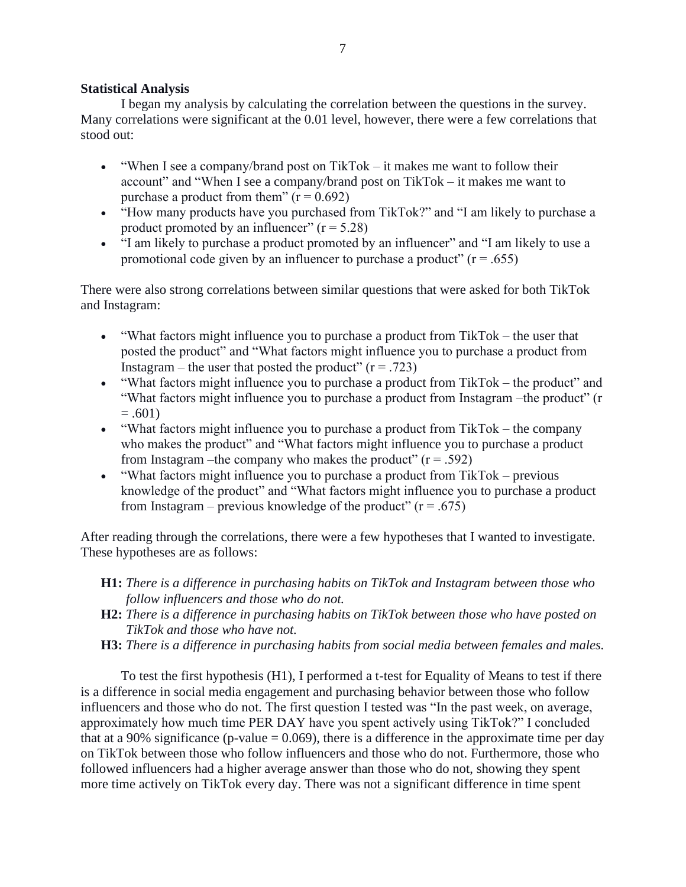**Statistical Analysis**

I began my analysis by calculating the correlation between the questions in the survey. Many correlations were significant at the 0.01 level, however, there were a few correlations that stood out:

- "When I see a company/brand post on TikTok – it makes me want to follow their account" and "When I see a company/brand post on TikTok – it makes me want to purchase a product from them" ($r = 0.692$)
- "How many products have you purchased from TikTok?" and "I am likely to purchase a product promoted by an influencer" ($r = 5.28$)
- "I am likely to purchase a product promoted by an influencer" and "I am likely to use a promotional code given by an influencer to purchase a product" ($r = .655$)

There were also strong correlations between similar questions that were asked for both TikTok and Instagram:

- "What factors might influence you to purchase a product from TikTok – the user that posted the product" and "What factors might influence you to purchase a product from Instagram – the user that posted the product" ($r = .723$)
- "What factors might influence you to purchase a product from TikTok – the product" and "What factors might influence you to purchase a product from Instagram –the product" ($r = .601$)
- "What factors might influence you to purchase a product from TikTok – the company who makes the product" and "What factors might influence you to purchase a product from Instagram –the company who makes the product" ($r = .592$)
- "What factors might influence you to purchase a product from TikTok – previous knowledge of the product" and "What factors might influence you to purchase a product from Instagram – previous knowledge of the product" ($r = .675$)

After reading through the correlations, there were a few hypotheses that I wanted to investigate. These hypotheses are as follows:

**H1:** *There is a difference in purchasing habits on TikTok and Instagram between those who follow influencers and those who do not.*
**H2:** *There is a difference in purchasing habits on TikTok between those who have posted on TikTok and those who have not.*
**H3:** *There is a difference in purchasing habits from social media between females and males.*

To test the first hypothesis (H1), I performed a t-test for Equality of Means to test if there is a difference in social media engagement and purchasing behavior between those who follow influencers and those who do not. The first question I tested was "In the past week, on average, approximately how much time PER DAY have you spent actively using TikTok?" I concluded that at a 90% significance (p-value = 0.069), there is a difference in the approximate time per day on TikTok between those who follow influencers and those who do not. Furthermore, those who followed influencers had a higher average answer than those who do not, showing they spent more time actively on TikTok every day. There was not a significant difference in time spent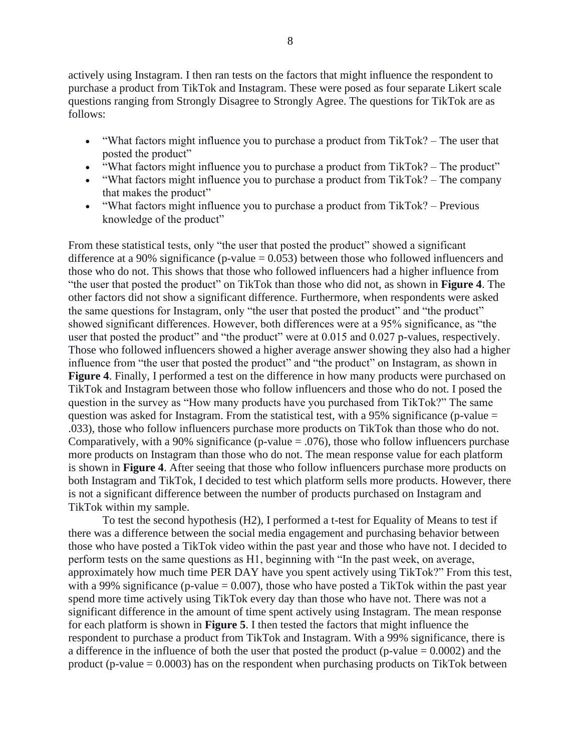actively using Instagram. I then ran tests on the factors that might influence the respondent to purchase a product from TikTok and Instagram. These were posed as four separate Likert scale questions ranging from Strongly Disagree to Strongly Agree. The questions for TikTok are as follows:

- "What factors might influence you to purchase a product from TikTok? – The user that posted the product"
- "What factors might influence you to purchase a product from TikTok? – The product"
- "What factors might influence you to purchase a product from TikTok? – The company that makes the product"
- "What factors might influence you to purchase a product from TikTok? – Previous knowledge of the product"

From these statistical tests, only "the user that posted the product" showed a significant difference at a 90% significance (p-value = 0.053) between those who followed influencers and those who do not. This shows that those who followed influencers had a higher influence from "the user that posted the product" on TikTok than those who did not, as shown in **Figure 4**. The other factors did not show a significant difference. Furthermore, when respondents were asked the same questions for Instagram, only "the user that posted the product" and "the product" showed significant differences. However, both differences were at a 95% significance, as "the user that posted the product" and "the product" were at 0.015 and 0.027 p-values, respectively. Those who followed influencers showed a higher average answer showing they also had a higher influence from "the user that posted the product" and "the product" on Instagram, as shown in **Figure 4**. Finally, I performed a test on the difference in how many products were purchased on TikTok and Instagram between those who follow influencers and those who do not. I posed the question in the survey as "How many products have you purchased from TikTok?" The same question was asked for Instagram. From the statistical test, with a 95% significance (p-value = .033), those who follow influencers purchase more products on TikTok than those who do not. Comparatively, with a 90% significance (p-value = .076), those who follow influencers purchase more products on Instagram than those who do not. The mean response value for each platform is shown in **Figure 4**. After seeing that those who follow influencers purchase more products on both Instagram and TikTok, I decided to test which platform sells more products. However, there is not a significant difference between the number of products purchased on Instagram and TikTok within my sample.

To test the second hypothesis (H2), I performed a t-test for Equality of Means to test if there was a difference between the social media engagement and purchasing behavior between those who have posted a TikTok video within the past year and those who have not. I decided to perform tests on the same questions as H1, beginning with "In the past week, on average, approximately how much time PER DAY have you spent actively using TikTok?" From this test, with a 99% significance (p-value = 0.007), those who have posted a TikTok within the past year spend more time actively using TikTok every day than those who have not. There was not a significant difference in the amount of time spent actively using Instagram. The mean response for each platform is shown in **Figure 5**. I then tested the factors that might influence the respondent to purchase a product from TikTok and Instagram. With a 99% significance, there is a difference in the influence of both the user that posted the product (p-value = 0.0002) and the product (p-value = 0.0003) has on the respondent when purchasing products on TikTok between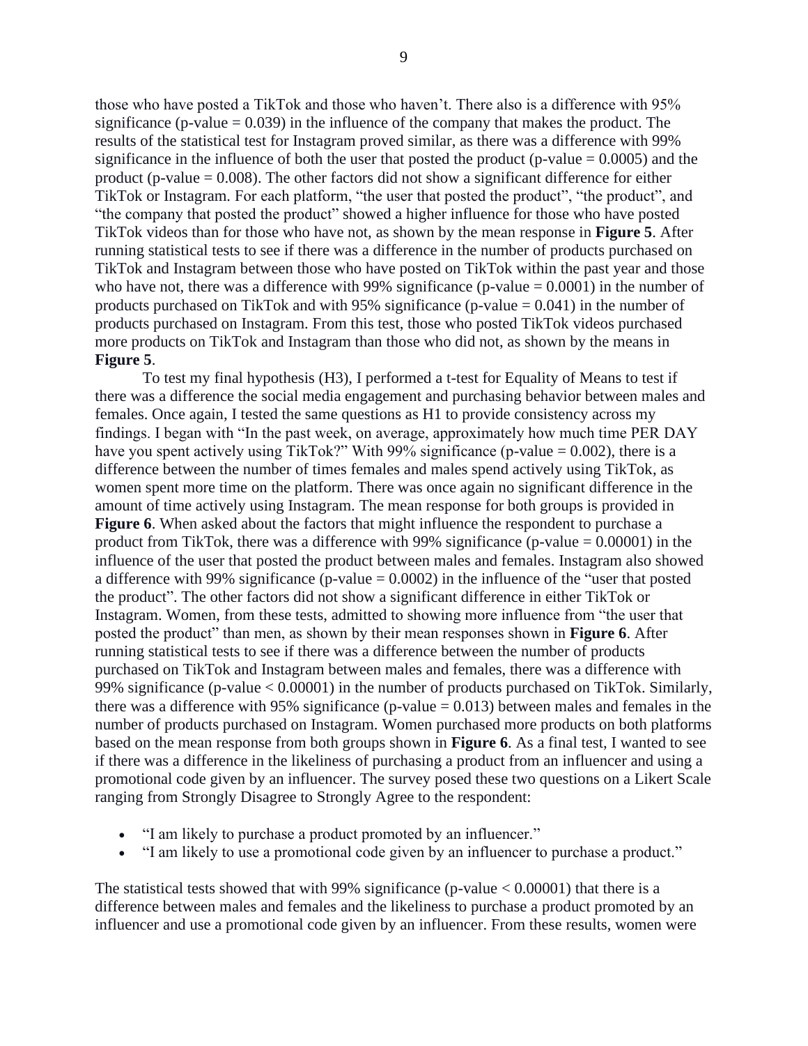those who have posted a TikTok and those who haven't. There also is a difference with 95% significance (p-value = 0.039) in the influence of the company that makes the product. The results of the statistical test for Instagram proved similar, as there was a difference with 99% significance in the influence of both the user that posted the product (p-value = 0.0005) and the product (p-value = 0.008). The other factors did not show a significant difference for either TikTok or Instagram. For each platform, "the user that posted the product", "the product", and "the company that posted the product" showed a higher influence for those who have posted TikTok videos than for those who have not, as shown by the mean response in **Figure 5**. After running statistical tests to see if there was a difference in the number of products purchased on TikTok and Instagram between those who have posted on TikTok within the past year and those who have not, there was a difference with 99% significance (p-value = 0.0001) in the number of products purchased on TikTok and with 95% significance (p-value = 0.041) in the number of products purchased on Instagram. From this test, those who posted TikTok videos purchased more products on TikTok and Instagram than those who did not, as shown by the means in **Figure 5**.

To test my final hypothesis (H3), I performed a t-test for Equality of Means to test if there was a difference the social media engagement and purchasing behavior between males and females. Once again, I tested the same questions as H1 to provide consistency across my findings. I began with "In the past week, on average, approximately how much time PER DAY have you spent actively using TikTok?" With 99% significance (p-value = 0.002), there is a difference between the number of times females and males spend actively using TikTok, as women spent more time on the platform. There was once again no significant difference in the amount of time actively using Instagram. The mean response for both groups is provided in **Figure 6**. When asked about the factors that might influence the respondent to purchase a product from TikTok, there was a difference with 99% significance (p-value = 0.00001) in the influence of the user that posted the product between males and females. Instagram also showed a difference with 99% significance (p-value = 0.0002) in the influence of the "user that posted the product". The other factors did not show a significant difference in either TikTok or Instagram. Women, from these tests, admitted to showing more influence from "the user that posted the product" than men, as shown by their mean responses shown in **Figure 6**. After running statistical tests to see if there was a difference between the number of products purchased on TikTok and Instagram between males and females, there was a difference with 99% significance (p-value < 0.00001) in the number of products purchased on TikTok. Similarly, there was a difference with 95% significance (p-value = 0.013) between males and females in the number of products purchased on Instagram. Women purchased more products on both platforms based on the mean response from both groups shown in **Figure 6**. As a final test, I wanted to see if there was a difference in the likeliness of purchasing a product from an influencer and using a promotional code given by an influencer. The survey posed these two questions on a Likert Scale ranging from Strongly Disagree to Strongly Agree to the respondent:

- "I am likely to purchase a product promoted by an influencer."
- "I am likely to use a promotional code given by an influencer to purchase a product."

The statistical tests showed that with 99% significance (p-value < 0.00001) that there is a difference between males and females and the likeliness to purchase a product promoted by an influencer and use a promotional code given by an influencer. From these results, women were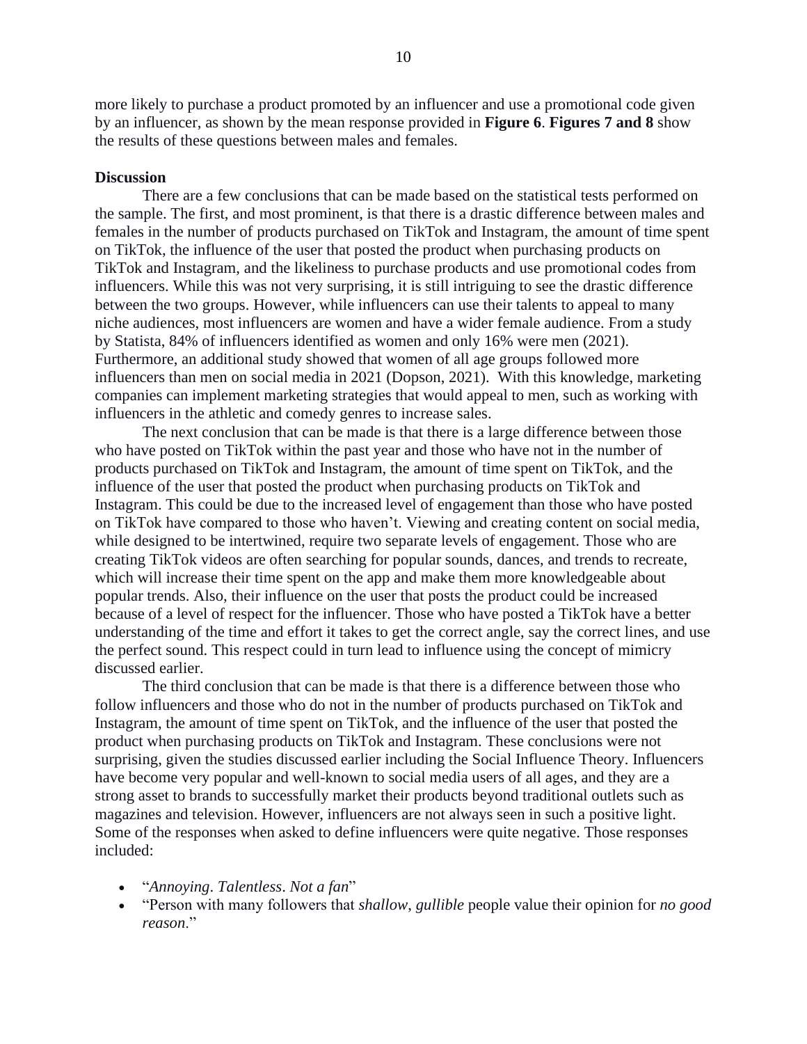more likely to purchase a product promoted by an influencer and use a promotional code given by an influencer, as shown by the mean response provided in **Figure 6**. **Figures 7 and 8** show the results of these questions between males and females.

**Discussion**

There are a few conclusions that can be made based on the statistical tests performed on the sample. The first, and most prominent, is that there is a drastic difference between males and females in the number of products purchased on TikTok and Instagram, the amount of time spent on TikTok, the influence of the user that posted the product when purchasing products on TikTok and Instagram, and the likeliness to purchase products and use promotional codes from influencers. While this was not very surprising, it is still intriguing to see the drastic difference between the two groups. However, while influencers can use their talents to appeal to many niche audiences, most influencers are women and have a wider female audience. From a study by Statista, 84% of influencers identified as women and only 16% were men (2021). Furthermore, an additional study showed that women of all age groups followed more influencers than men on social media in 2021 (Dopson, 2021). With this knowledge, marketing companies can implement marketing strategies that would appeal to men, such as working with influencers in the athletic and comedy genres to increase sales.

The next conclusion that can be made is that there is a large difference between those who have posted on TikTok within the past year and those who have not in the number of products purchased on TikTok and Instagram, the amount of time spent on TikTok, and the influence of the user that posted the product when purchasing products on TikTok and Instagram. This could be due to the increased level of engagement than those who have posted on TikTok have compared to those who haven't. Viewing and creating content on social media, while designed to be intertwined, require two separate levels of engagement. Those who are creating TikTok videos are often searching for popular sounds, dances, and trends to recreate, which will increase their time spent on the app and make them more knowledgeable about popular trends. Also, their influence on the user that posts the product could be increased because of a level of respect for the influencer. Those who have posted a TikTok have a better understanding of the time and effort it takes to get the correct angle, say the correct lines, and use the perfect sound. This respect could in turn lead to influence using the concept of mimicry discussed earlier.

The third conclusion that can be made is that there is a difference between those who follow influencers and those who do not in the number of products purchased on TikTok and Instagram, the amount of time spent on TikTok, and the influence of the user that posted the product when purchasing products on TikTok and Instagram. These conclusions were not surprising, given the studies discussed earlier including the Social Influence Theory. Influencers have become very popular and well-known to social media users of all ages, and they are a strong asset to brands to successfully market their products beyond traditional outlets such as magazines and television. However, influencers are not always seen in such a positive light. Some of the responses when asked to define influencers were quite negative. Those responses included:

- "*Annoying*. *Talentless*. *Not a fan*"
- "Person with many followers that *shallow*, *gullible* people value their opinion for *no good reason*."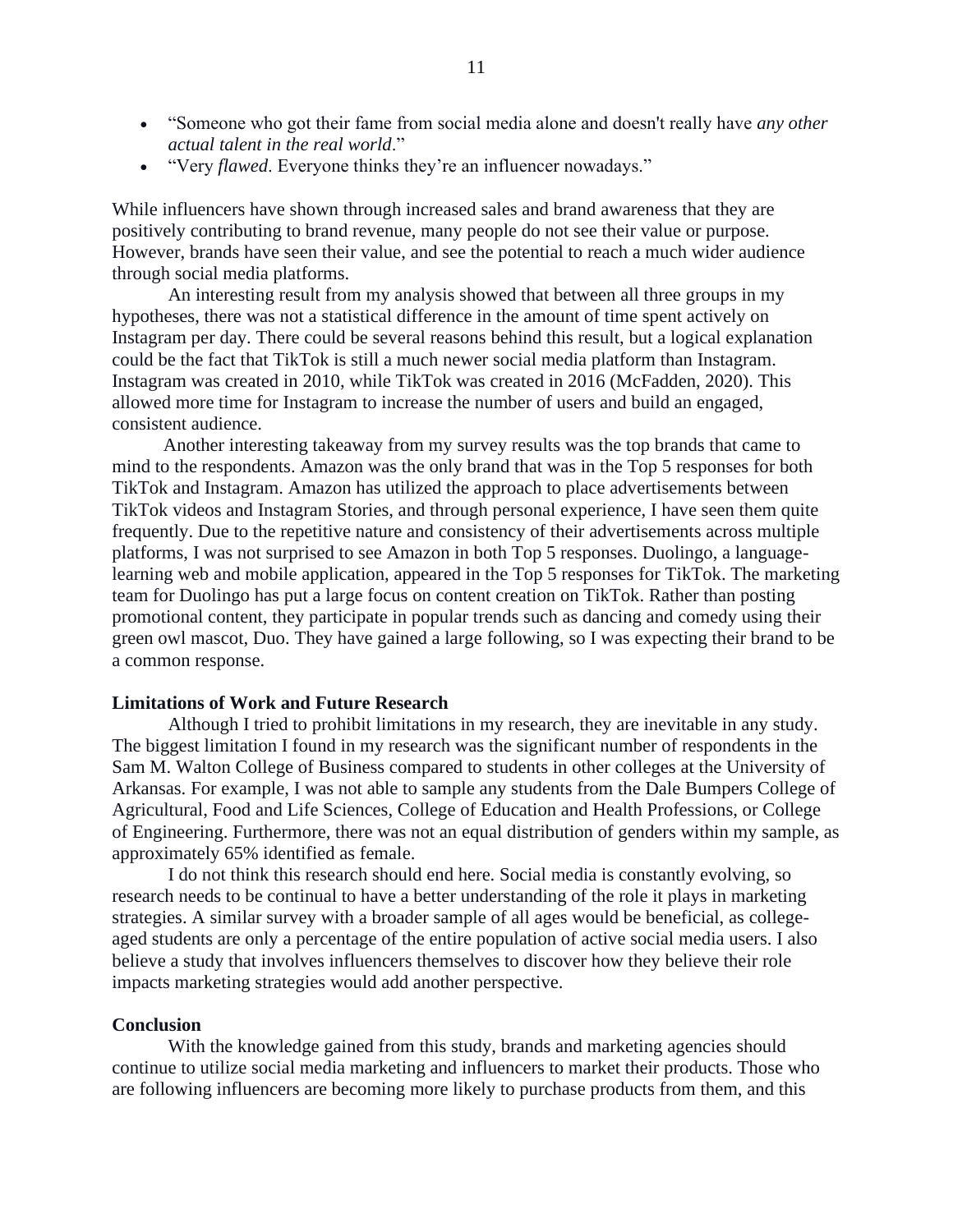- "Someone who got their fame from social media alone and doesn't really have *any other actual talent in the real world*."
- "Very *flawed*. Everyone thinks they're an influencer nowadays."

While influencers have shown through increased sales and brand awareness that they are positively contributing to brand revenue, many people do not see their value or purpose. However, brands have seen their value, and see the potential to reach a much wider audience through social media platforms.

An interesting result from my analysis showed that between all three groups in my hypotheses, there was not a statistical difference in the amount of time spent actively on Instagram per day. There could be several reasons behind this result, but a logical explanation could be the fact that TikTok is still a much newer social media platform than Instagram. Instagram was created in 2010, while TikTok was created in 2016 (McFadden, 2020). This allowed more time for Instagram to increase the number of users and build an engaged, consistent audience.

Another interesting takeaway from my survey results was the top brands that came to mind to the respondents. Amazon was the only brand that was in the Top 5 responses for both TikTok and Instagram. Amazon has utilized the approach to place advertisements between TikTok videos and Instagram Stories, and through personal experience, I have seen them quite frequently. Due to the repetitive nature and consistency of their advertisements across multiple platforms, I was not surprised to see Amazon in both Top 5 responses. Duolingo, a language-learning web and mobile application, appeared in the Top 5 responses for TikTok. The marketing team for Duolingo has put a large focus on content creation on TikTok. Rather than posting promotional content, they participate in popular trends such as dancing and comedy using their green owl mascot, Duo. They have gained a large following, so I was expecting their brand to be a common response.

**Limitations of Work and Future Research**

Although I tried to prohibit limitations in my research, they are inevitable in any study. The biggest limitation I found in my research was the significant number of respondents in the Sam M. Walton College of Business compared to students in other colleges at the University of Arkansas. For example, I was not able to sample any students from the Dale Bumpers College of Agricultural, Food and Life Sciences, College of Education and Health Professions, or College of Engineering. Furthermore, there was not an equal distribution of genders within my sample, as approximately 65% identified as female.

I do not think this research should end here. Social media is constantly evolving, so research needs to be continual to have a better understanding of the role it plays in marketing strategies. A similar survey with a broader sample of all ages would be beneficial, as college-aged students are only a percentage of the entire population of active social media users. I also believe a study that involves influencers themselves to discover how they believe their role impacts marketing strategies would add another perspective.

**Conclusion**

With the knowledge gained from this study, brands and marketing agencies should continue to utilize social media marketing and influencers to market their products. Those who are following influencers are becoming more likely to purchase products from them, and this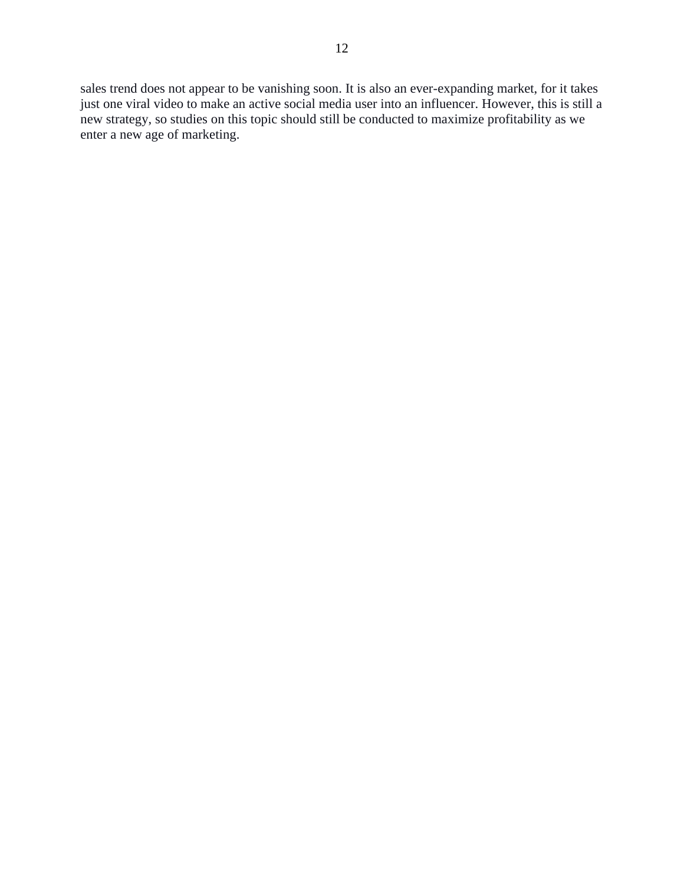sales trend does not appear to be vanishing soon. It is also an ever-expanding market, for it takes just one viral video to make an active social media user into an influencer. However, this is still a new strategy, so studies on this topic should still be conducted to maximize profitability as we enter a new age of marketing.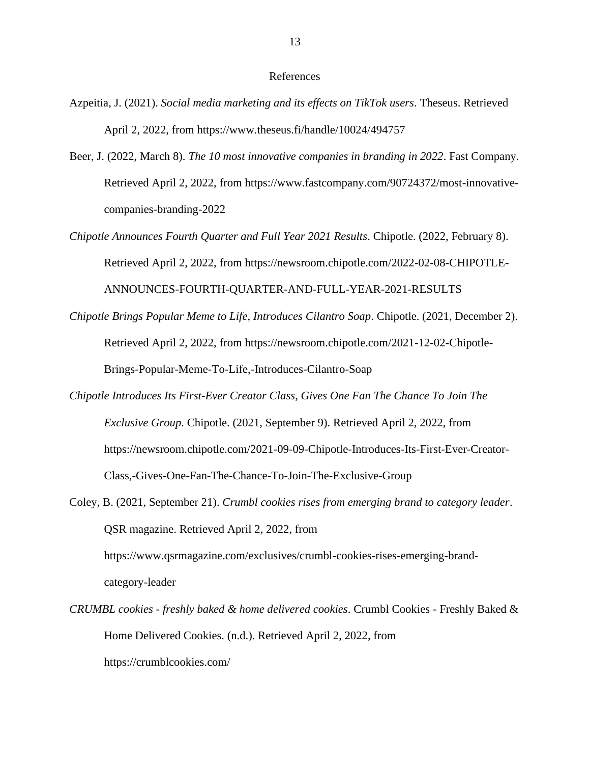# References

Azpeitia, J. (2021). *Social media marketing and its effects on TikTok users*. Theseus. Retrieved April 2, 2022, from https://www.theseus.fi/handle/10024/494757

Beer, J. (2022, March 8). *The 10 most innovative companies in branding in 2022*. Fast Company. Retrieved April 2, 2022, from https://www.fastcompany.com/90724372/most-innovative-companies-branding-2022

*Chipotle Announces Fourth Quarter and Full Year 2021 Results*. Chipotle. (2022, February 8). Retrieved April 2, 2022, from https://newsroom.chipotle.com/2022-02-08-CHIPOTLE-ANNOUNCES-FOURTH-QUARTER-AND-FULL-YEAR-2021-RESULTS

*Chipotle Brings Popular Meme to Life, Introduces Cilantro Soap*. Chipotle. (2021, December 2). Retrieved April 2, 2022, from https://newsroom.chipotle.com/2021-12-02-Chipotle-Brings-Popular-Meme-To-Life,-Introduces-Cilantro-Soap

*Chipotle Introduces Its First-Ever Creator Class, Gives One Fan The Chance To Join The Exclusive Group*. Chipotle. (2021, September 9). Retrieved April 2, 2022, from https://newsroom.chipotle.com/2021-09-09-Chipotle-Introduces-Its-First-Ever-Creator-Class,-Gives-One-Fan-The-Chance-To-Join-The-Exclusive-Group

Coley, B. (2021, September 21). *Crumbl cookies rises from emerging brand to category leader*. QSR magazine. Retrieved April 2, 2022, from https://www.qsrmagazine.com/exclusives/crumbl-cookies-rises-emerging-brand-category-leader

*CRUMBL cookies - freshly baked & home delivered cookies*. Crumbl Cookies - Freshly Baked & Home Delivered Cookies. (n.d.). Retrieved April 2, 2022, from https://crumblcookies.com/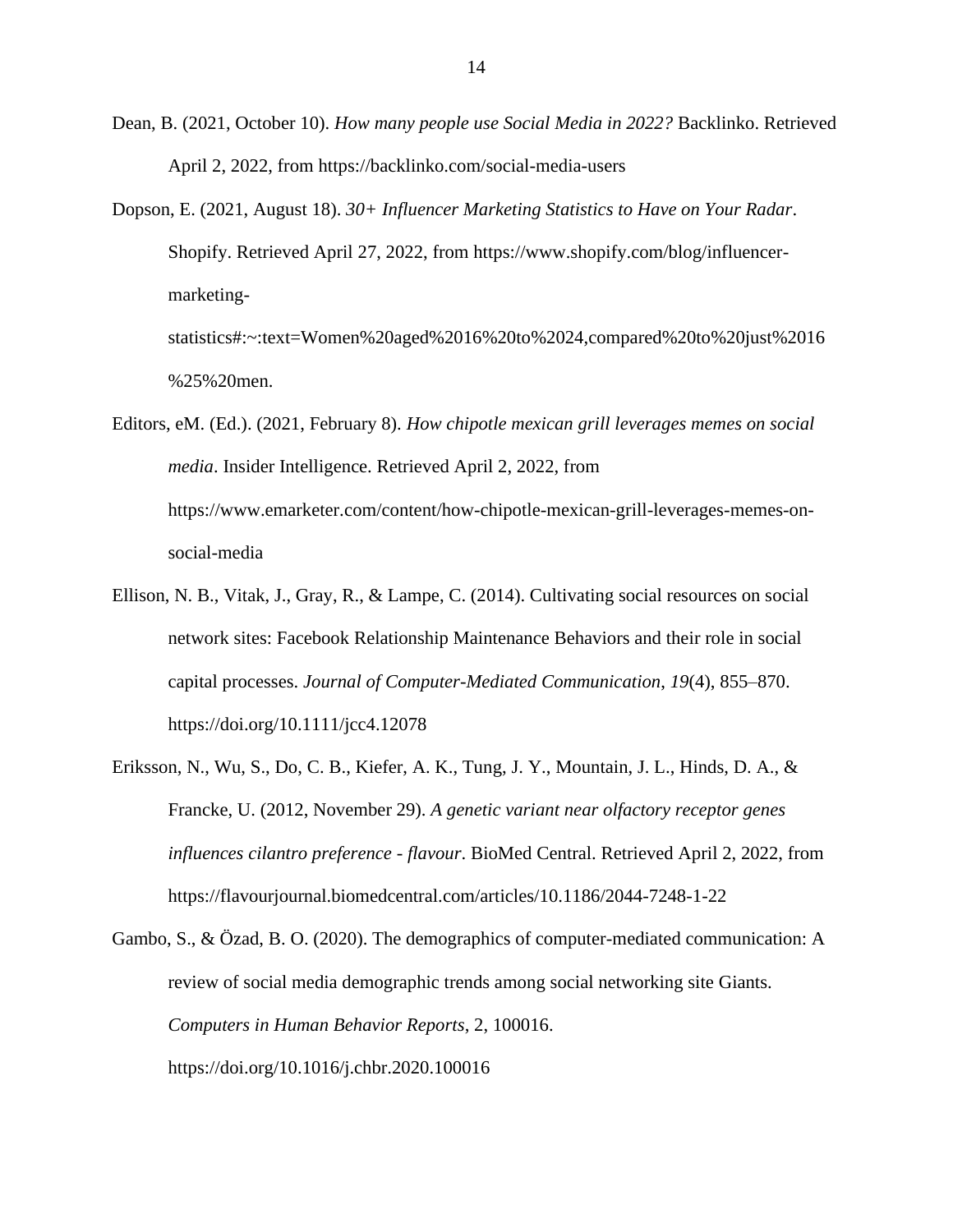Dean, B. (2021, October 10). *How many people use Social Media in 2022?* Backlinko. Retrieved April 2, 2022, from https://backlinko.com/social-media-users

Dopson, E. (2021, August 18). *30+ Influencer Marketing Statistics to Have on Your Radar*. Shopify. Retrieved April 27, 2022, from https://www.shopify.com/blog/influencer-marketing-statistics#:~:text=Women%20aged%2016%20to%2024,compared%20to%20just%2016%25%20men.

Editors, eM. (Ed.). (2021, February 8). *How chipotle mexican grill leverages memes on social media*. Insider Intelligence. Retrieved April 2, 2022, from https://www.emarketer.com/content/how-chipotle-mexican-grill-leverages-memes-on-social-media

Ellison, N. B., Vitak, J., Gray, R., & Lampe, C. (2014). Cultivating social resources on social network sites: Facebook Relationship Maintenance Behaviors and their role in social capital processes. *Journal of Computer-Mediated Communication*, *19*(4), 855–870. https://doi.org/10.1111/jcc4.12078

Eriksson, N., Wu, S., Do, C. B., Kiefer, A. K., Tung, J. Y., Mountain, J. L., Hinds, D. A., & Francke, U. (2012, November 29). *A genetic variant near olfactory receptor genes influences cilantro preference - flavour*. BioMed Central. Retrieved April 2, 2022, from https://flavourjournal.biomedcentral.com/articles/10.1186/2044-7248-1-22

Gambo, S., & Özad, B. O. (2020). The demographics of computer-mediated communication: A review of social media demographic trends among social networking site Giants. *Computers in Human Behavior Reports*, 2, 100016. https://doi.org/10.1016/j.chbr.2020.100016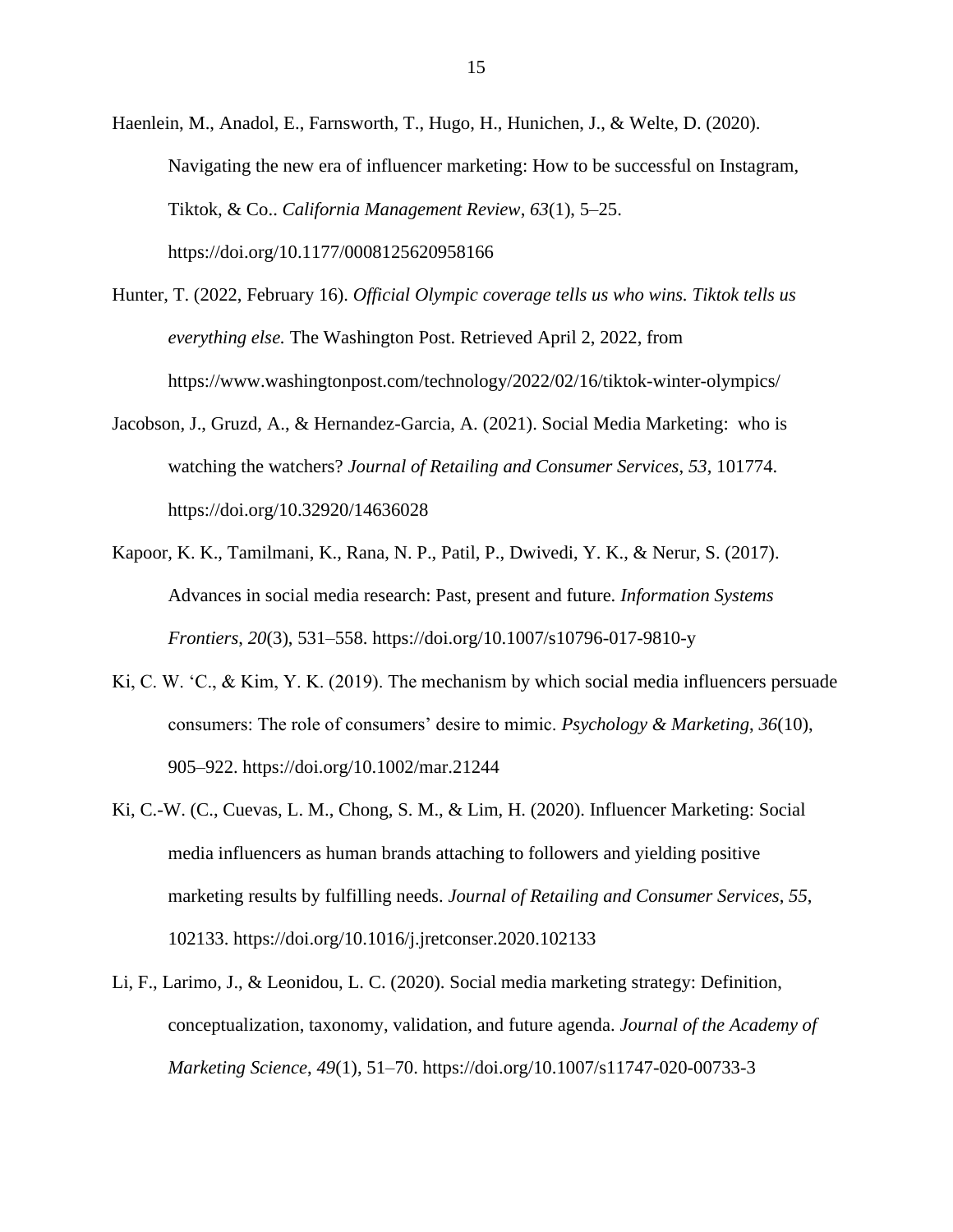Haenlein, M., Anadol, E., Farnsworth, T., Hugo, H., Hunichen, J., & Welte, D. (2020). Navigating the new era of influencer marketing: How to be successful on Instagram, Tiktok, & Co.. *California Management Review*, *63*(1), 5–25. https://doi.org/10.1177/0008125620958166

Hunter, T. (2022, February 16). *Official Olympic coverage tells us who wins. Tiktok tells us everything else.* The Washington Post. Retrieved April 2, 2022, from https://www.washingtonpost.com/technology/2022/02/16/tiktok-winter-olympics/

Jacobson, J., Gruzd, A., & Hernandez-Garcia, A. (2021). Social Media Marketing: who is watching the watchers? *Journal of Retailing and Consumer Services*, *53*, 101774. https://doi.org/10.32920/14636028

Kapoor, K. K., Tamilmani, K., Rana, N. P., Patil, P., Dwivedi, Y. K., & Nerur, S. (2017). Advances in social media research: Past, present and future. *Information Systems Frontiers*, *20*(3), 531–558. https://doi.org/10.1007/s10796-017-9810-y

Ki, C. W. 'C., & Kim, Y. K. (2019). The mechanism by which social media influencers persuade consumers: The role of consumers' desire to mimic. *Psychology & Marketing*, *36*(10), 905–922. https://doi.org/10.1002/mar.21244

Ki, C.-W. (C., Cuevas, L. M., Chong, S. M., & Lim, H. (2020). Influencer Marketing: Social media influencers as human brands attaching to followers and yielding positive marketing results by fulfilling needs. *Journal of Retailing and Consumer Services*, *55*, 102133. https://doi.org/10.1016/j.jretconser.2020.102133

Li, F., Larimo, J., & Leonidou, L. C. (2020). Social media marketing strategy: Definition, conceptualization, taxonomy, validation, and future agenda. *Journal of the Academy of Marketing Science*, *49*(1), 51–70. https://doi.org/10.1007/s11747-020-00733-3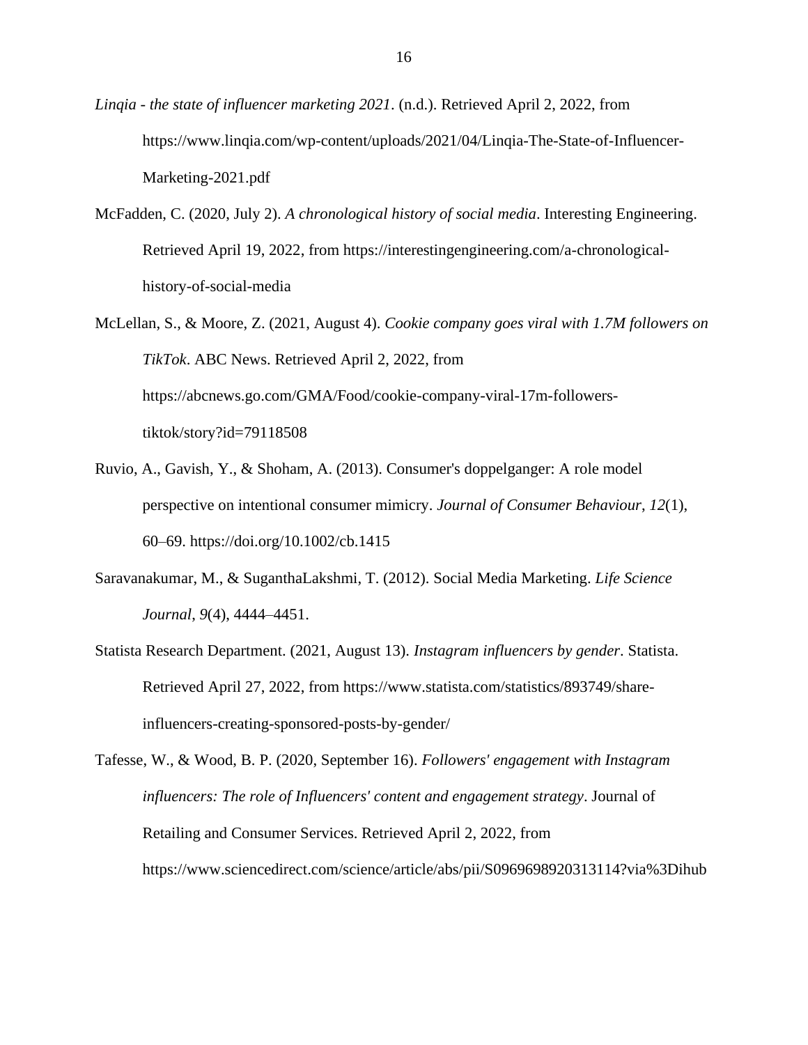*Linqia - the state of influencer marketing 2021*. (n.d.). Retrieved April 2, 2022, from https://www.linqia.com/wp-content/uploads/2021/04/Linqia-The-State-of-Influencer-Marketing-2021.pdf

McFadden, C. (2020, July 2). *A chronological history of social media*. Interesting Engineering. Retrieved April 19, 2022, from https://interestingengineering.com/a-chronological-history-of-social-media

McLellan, S., & Moore, Z. (2021, August 4). *Cookie company goes viral with 1.7M followers on TikTok*. ABC News. Retrieved April 2, 2022, from https://abcnews.go.com/GMA/Food/cookie-company-viral-17m-followers-tiktok/story?id=79118508

Ruvio, A., Gavish, Y., & Shoham, A. (2013). Consumer's doppelganger: A role model perspective on intentional consumer mimicry. *Journal of Consumer Behaviour*, *12*(1), 60–69. https://doi.org/10.1002/cb.1415

Saravanakumar, M., & SuganthaLakshmi, T. (2012). Social Media Marketing. *Life Science Journal*, *9*(4), 4444–4451.

Statista Research Department. (2021, August 13). *Instagram influencers by gender*. Statista. Retrieved April 27, 2022, from https://www.statista.com/statistics/893749/share-influencers-creating-sponsored-posts-by-gender/

Tafesse, W., & Wood, B. P. (2020, September 16). *Followers' engagement with Instagram influencers: The role of Influencers' content and engagement strategy*. Journal of Retailing and Consumer Services. Retrieved April 2, 2022, from https://www.sciencedirect.com/science/article/abs/pii/S0969698920313114?via%3Dihub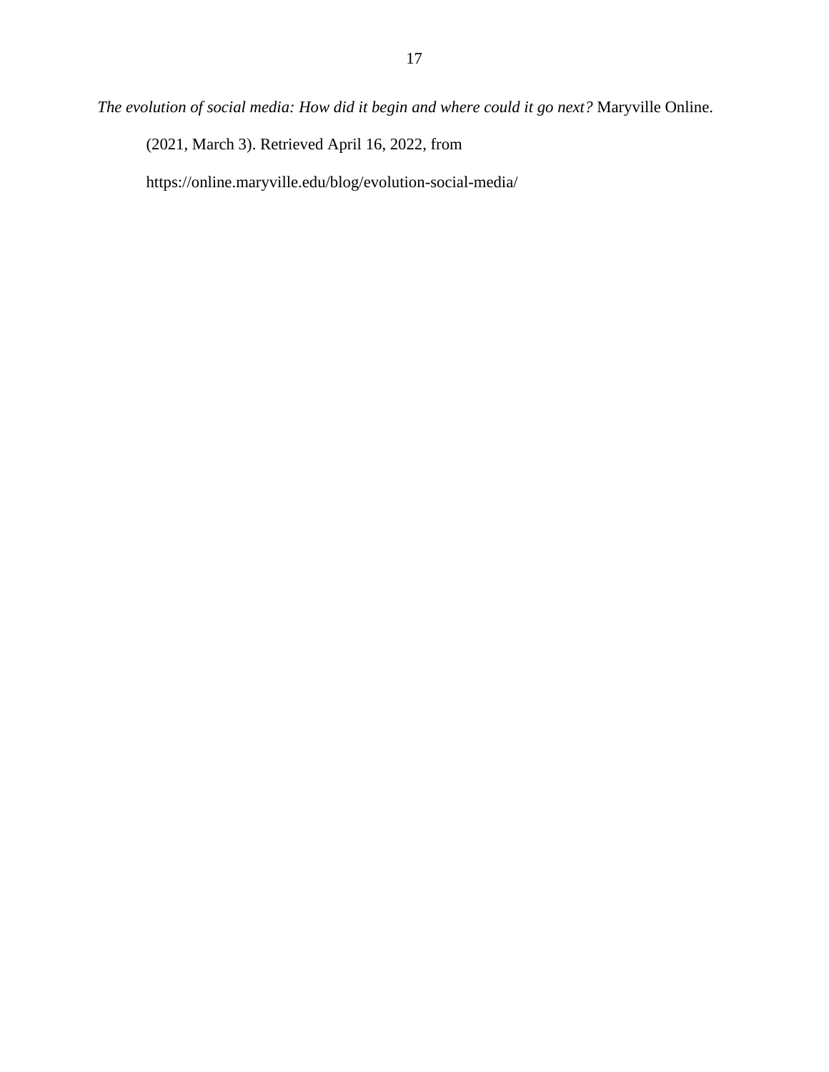*The evolution of social media: How did it begin and where could it go next?* Maryville Online. (2021, March 3). Retrieved April 16, 2022, from https://online.maryville.edu/blog/evolution-social-media/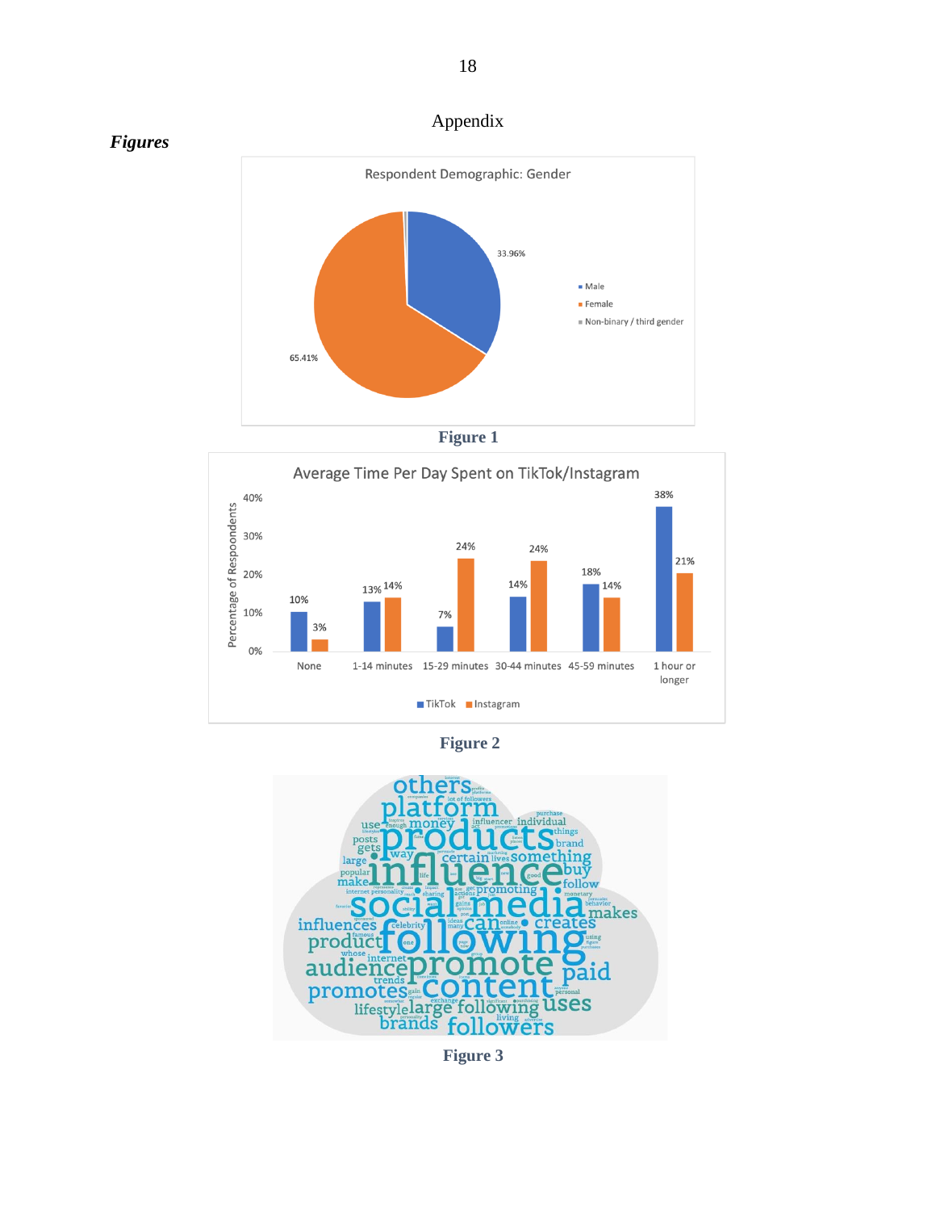# Appendix

***Figures***

**Respondent Demographic: Gender**

| Gender | Percentage |
| --- | --- |
| Male | 33.96% |
| Female | 65.41% |
| Non-binary / third gender | |

**Figure 1**

**Average Time Per Day Spent on TikTok/Instagram**

| Time | TikTok | Instagram |
| --- | --- | --- |
| None | 10% | 3% |
| 1-14 minutes | 13% | 14% |
| 15-29 minutes | 7% | 24% |
| 30-44 minutes | 14% | 24% |
| 45-59 minutes | 18% | 14% |
| 1 hour or longer | 38% | 21% |

**Figure 2**

**Figure 3**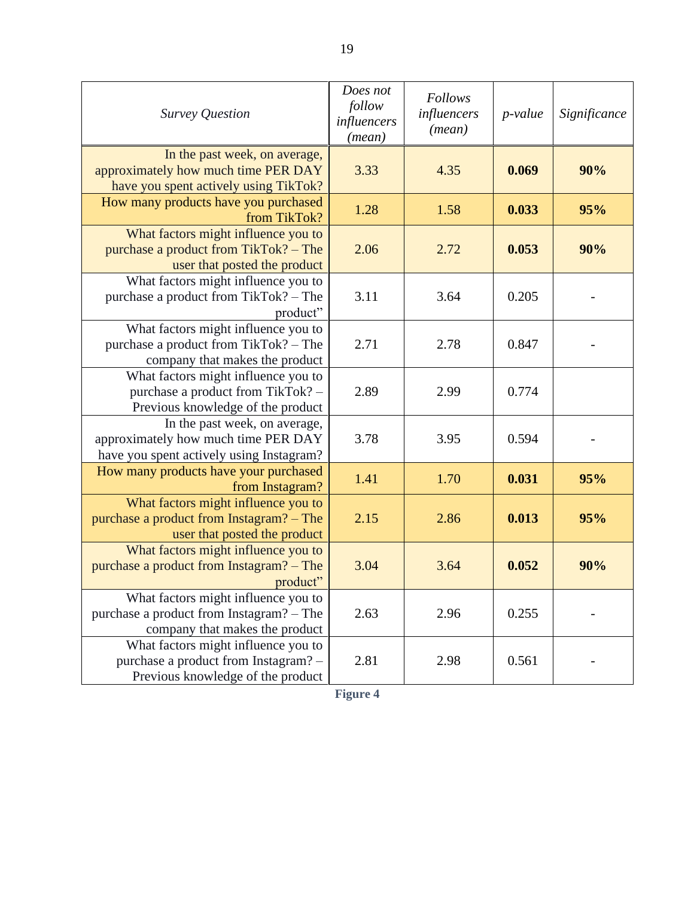| *Survey Question* | *Does not follow influencers (mean)* | *Follows influencers (mean)* | *p-value* | *Significance* |
|---|---|---|---|---|
| In the past week, on average, approximately how much time PER DAY have you spent actively using TikTok? | 3.33 | 4.35 | **0.069** | **90%** |
| How many products have you purchased from TikTok? | 1.28 | 1.58 | **0.033** | **95%** |
| What factors might influence you to purchase a product from TikTok? – The user that posted the product | 2.06 | 2.72 | **0.053** | **90%** |
| What factors might influence you to purchase a product from TikTok? – The product" | 3.11 | 3.64 | 0.205 | - |
| What factors might influence you to purchase a product from TikTok? – The company that makes the product | 2.71 | 2.78 | 0.847 | - |
| What factors might influence you to purchase a product from TikTok? – Previous knowledge of the product | 2.89 | 2.99 | 0.774 | |
| In the past week, on average, approximately how much time PER DAY have you spent actively using Instagram? | 3.78 | 3.95 | 0.594 | - |
| How many products have your purchased from Instagram? | 1.41 | 1.70 | **0.031** | **95%** |
| What factors might influence you to purchase a product from Instagram? – The user that posted the product | 2.15 | 2.86 | **0.013** | **95%** |
| What factors might influence you to purchase a product from Instagram? – The product" | 3.04 | 3.64 | **0.052** | **90%** |
| What factors might influence you to purchase a product from Instagram? – The company that makes the product | 2.63 | 2.96 | 0.255 | - |
| What factors might influence you to purchase a product from Instagram? – Previous knowledge of the product | 2.81 | 2.98 | 0.561 | - |

**Figure 4**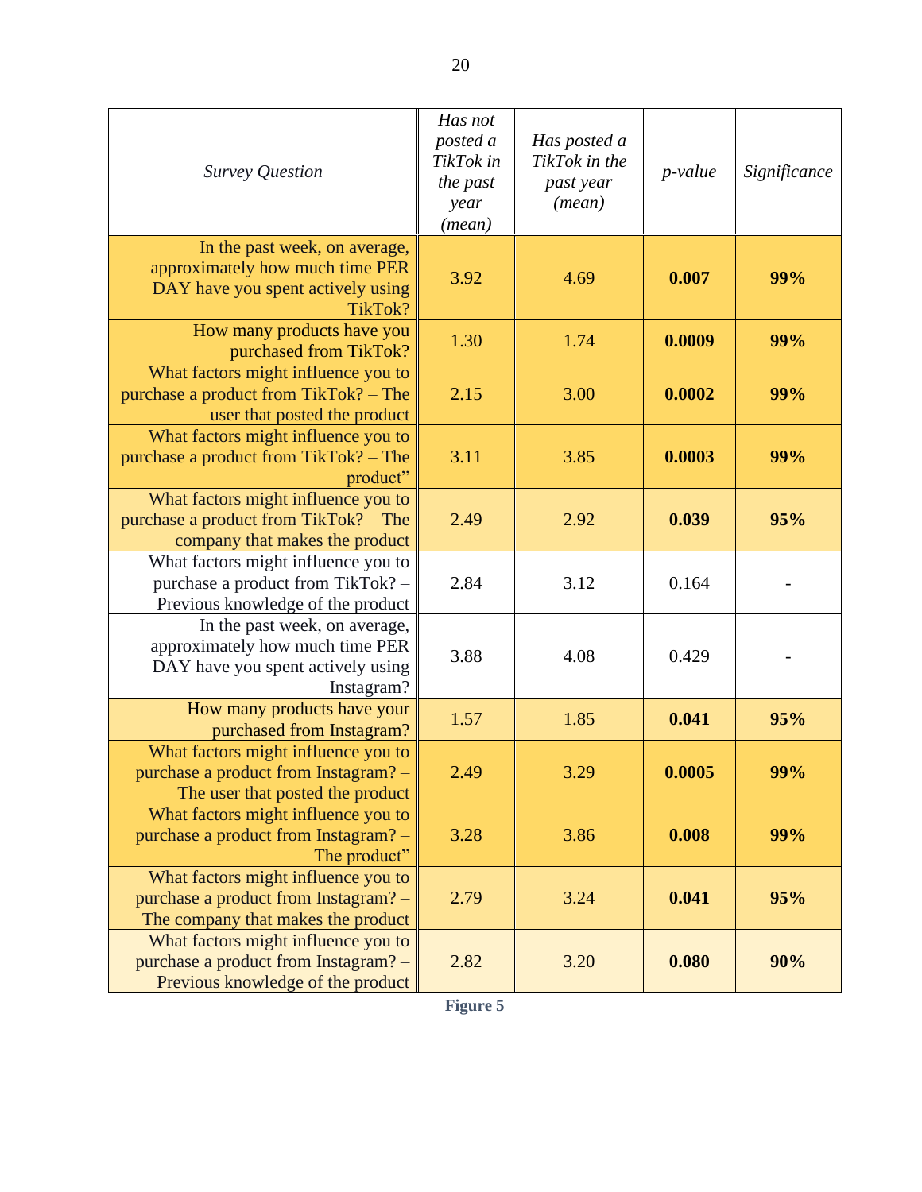| *Survey Question* | *Has not posted a TikTok in the past year (mean)* | *Has posted a TikTok in the past year (mean)* | *p-value* | *Significance* |
|---|---|---|---|---|
| In the past week, on average, approximately how much time PER DAY have you spent actively using TikTok? | 3.92 | 4.69 | **0.007** | **99%** |
| How many products have you purchased from TikTok? | 1.30 | 1.74 | **0.0009** | **99%** |
| What factors might influence you to purchase a product from TikTok? – The user that posted the product | 2.15 | 3.00 | **0.0002** | **99%** |
| What factors might influence you to purchase a product from TikTok? – The product" | 3.11 | 3.85 | **0.0003** | **99%** |
| What factors might influence you to purchase a product from TikTok? – The company that makes the product | 2.49 | 2.92 | **0.039** | **95%** |
| What factors might influence you to purchase a product from TikTok? – Previous knowledge of the product | 2.84 | 3.12 | 0.164 | - |
| In the past week, on average, approximately how much time PER DAY have you spent actively using Instagram? | 3.88 | 4.08 | 0.429 | - |
| How many products have your purchased from Instagram? | 1.57 | 1.85 | **0.041** | **95%** |
| What factors might influence you to purchase a product from Instagram? – The user that posted the product | 2.49 | 3.29 | **0.0005** | **99%** |
| What factors might influence you to purchase a product from Instagram? – The product" | 3.28 | 3.86 | **0.008** | **99%** |
| What factors might influence you to purchase a product from Instagram? – The company that makes the product | 2.79 | 3.24 | **0.041** | **95%** |
| What factors might influence you to purchase a product from Instagram? – Previous knowledge of the product | 2.82 | 3.20 | **0.080** | **90%** |

**Figure 5**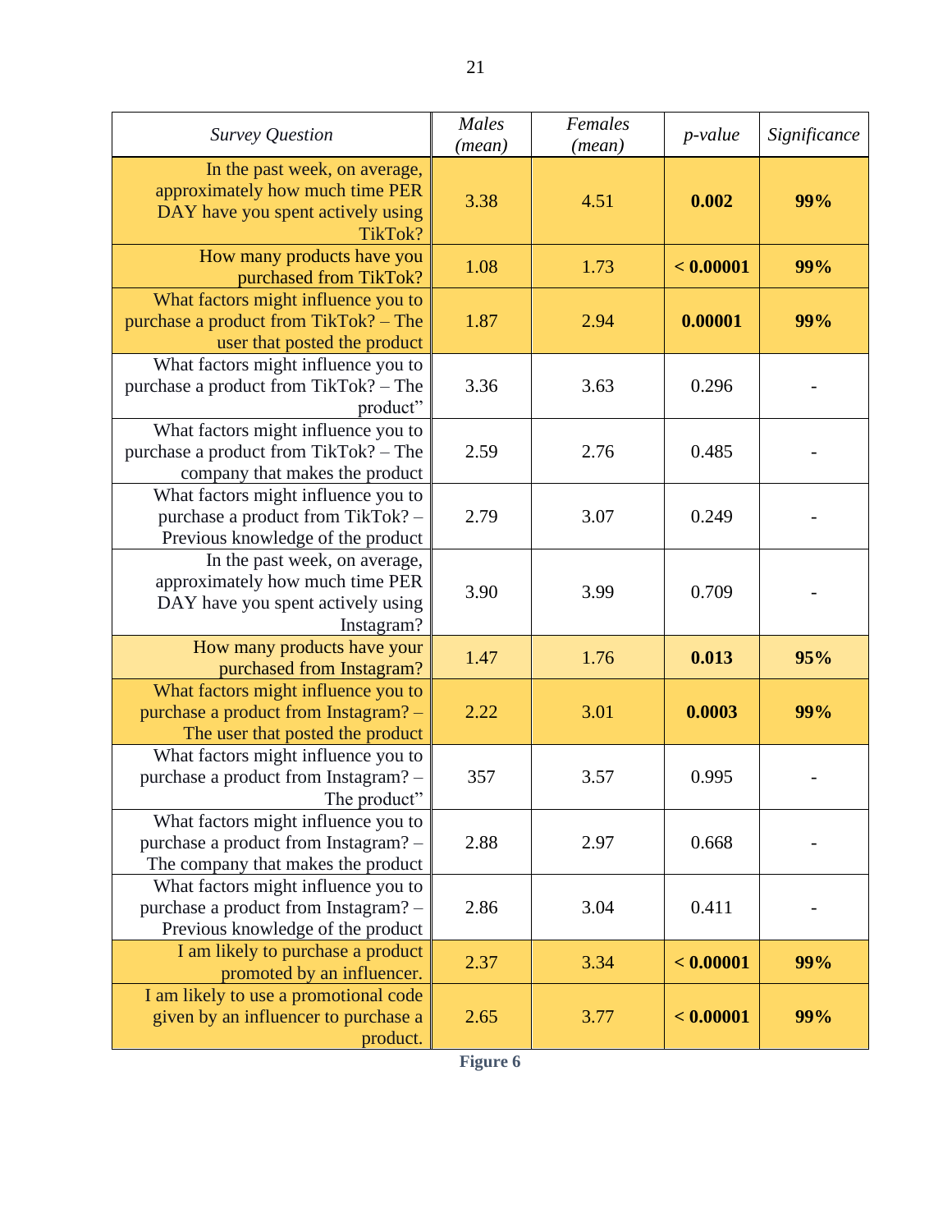| *Survey Question* | *Males (mean)* | *Females (mean)* | *p-value* | *Significance* |
|---|---|---|---|---|
| In the past week, on average, approximately how much time PER DAY have you spent actively using TikTok? | 3.38 | 4.51 | **0.002** | **99%** |
| How many products have you purchased from TikTok? | 1.08 | 1.73 | **< 0.00001** | **99%** |
| What factors might influence you to purchase a product from TikTok? – The user that posted the product | 1.87 | 2.94 | **0.00001** | **99%** |
| What factors might influence you to purchase a product from TikTok? – The product" | 3.36 | 3.63 | 0.296 | - |
| What factors might influence you to purchase a product from TikTok? – The company that makes the product | 2.59 | 2.76 | 0.485 | - |
| What factors might influence you to purchase a product from TikTok? – Previous knowledge of the product | 2.79 | 3.07 | 0.249 | - |
| In the past week, on average, approximately how much time PER DAY have you spent actively using Instagram? | 3.90 | 3.99 | 0.709 | - |
| How many products have your purchased from Instagram? | 1.47 | 1.76 | **0.013** | **95%** |
| What factors might influence you to purchase a product from Instagram? – The user that posted the product | 2.22 | 3.01 | **0.0003** | **99%** |
| What factors might influence you to purchase a product from Instagram? – The product" | 357 | 3.57 | 0.995 | - |
| What factors might influence you to purchase a product from Instagram? – The company that makes the product | 2.88 | 2.97 | 0.668 | - |
| What factors might influence you to purchase a product from Instagram? – Previous knowledge of the product | 2.86 | 3.04 | 0.411 | - |
| I am likely to purchase a product promoted by an influencer. | 2.37 | 3.34 | **< 0.00001** | **99%** |
| I am likely to use a promotional code given by an influencer to purchase a product. | 2.65 | 3.77 | **< 0.00001** | **99%** |

**Figure 6**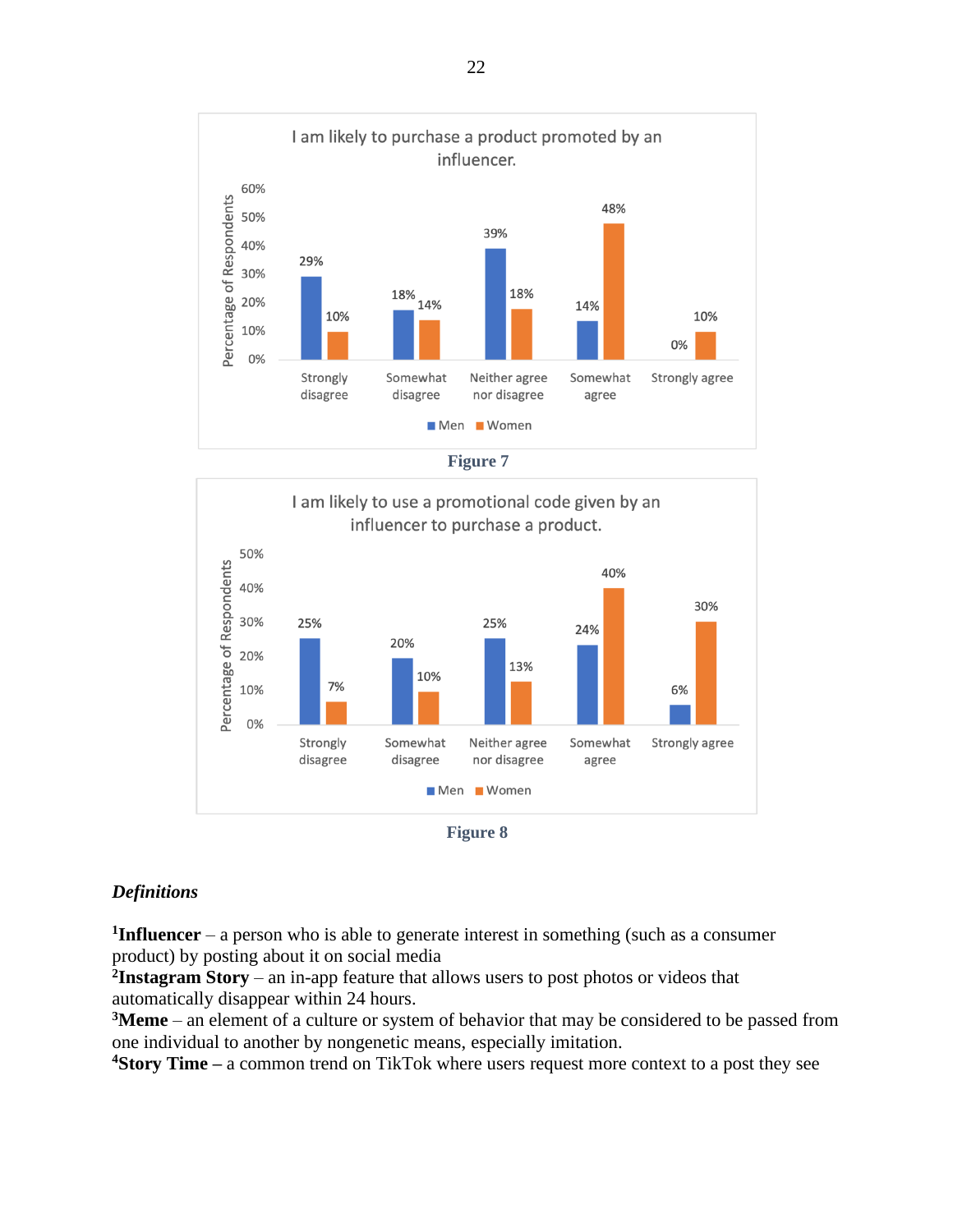**Figure 7**

**Figure 8**

### *Definitions*

[1]**Influencer** – a person who is able to generate interest in something (such as a consumer product) by posting about it on social media

[2]**Instagram Story** – an in-app feature that allows users to post photos or videos that automatically disappear within 24 hours.

[3]**Meme** – an element of a culture or system of behavior that may be considered to be passed from one individual to another by nongenetic means, especially imitation.

[4]**Story Time –** a common trend on TikTok where users request more context to a post they see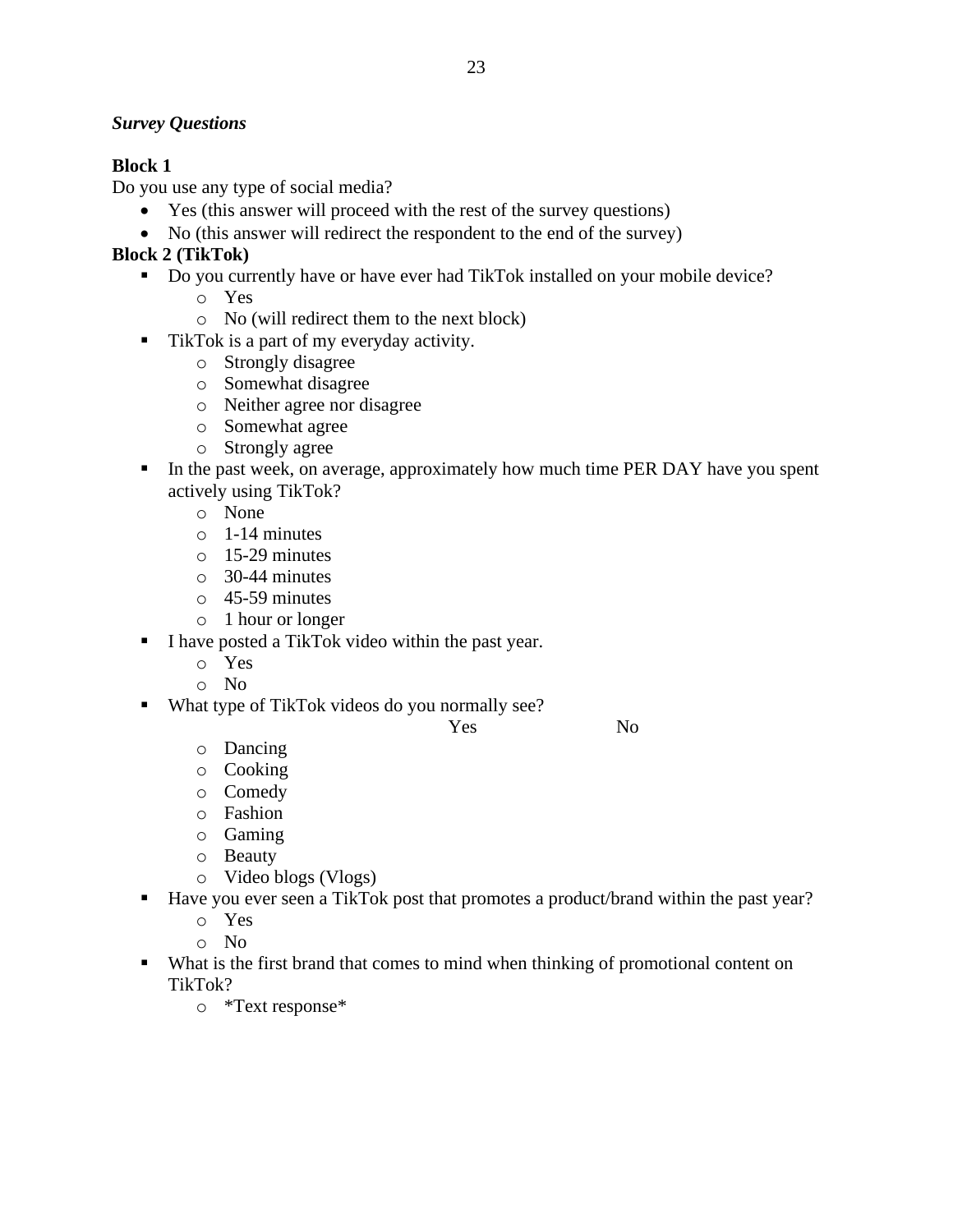***Survey Questions***

**Block 1**

Do you use any type of social media?

- Yes (this answer will proceed with the rest of the survey questions)
- No (this answer will redirect the respondent to the end of the survey)

**Block 2 (TikTok)**

- Do you currently have or have ever had TikTok installed on your mobile device?
  - Yes
  - No (will redirect them to the next block)
- TikTok is a part of my everyday activity.
  - Strongly disagree
  - Somewhat disagree
  - Neither agree nor disagree
  - Somewhat agree
  - Strongly agree
- In the past week, on average, approximately how much time PER DAY have you spent actively using TikTok?
  - None
  - 1-14 minutes
  - 15-29 minutes
  - 30-44 minutes
  - 45-59 minutes
  - 1 hour or longer
- I have posted a TikTok video within the past year.
  - Yes
  - No
- What type of TikTok videos do you normally see?

| | Yes | No |
|---|---|---|
| Dancing | | |
| Cooking | | |
| Comedy | | |
| Fashion | | |
| Gaming | | |
| Beauty | | |
| Video blogs (Vlogs) | | |

- Have you ever seen a TikTok post that promotes a product/brand within the past year?
  - Yes
  - No
- What is the first brand that comes to mind when thinking of promotional content on TikTok?
  - *Text response*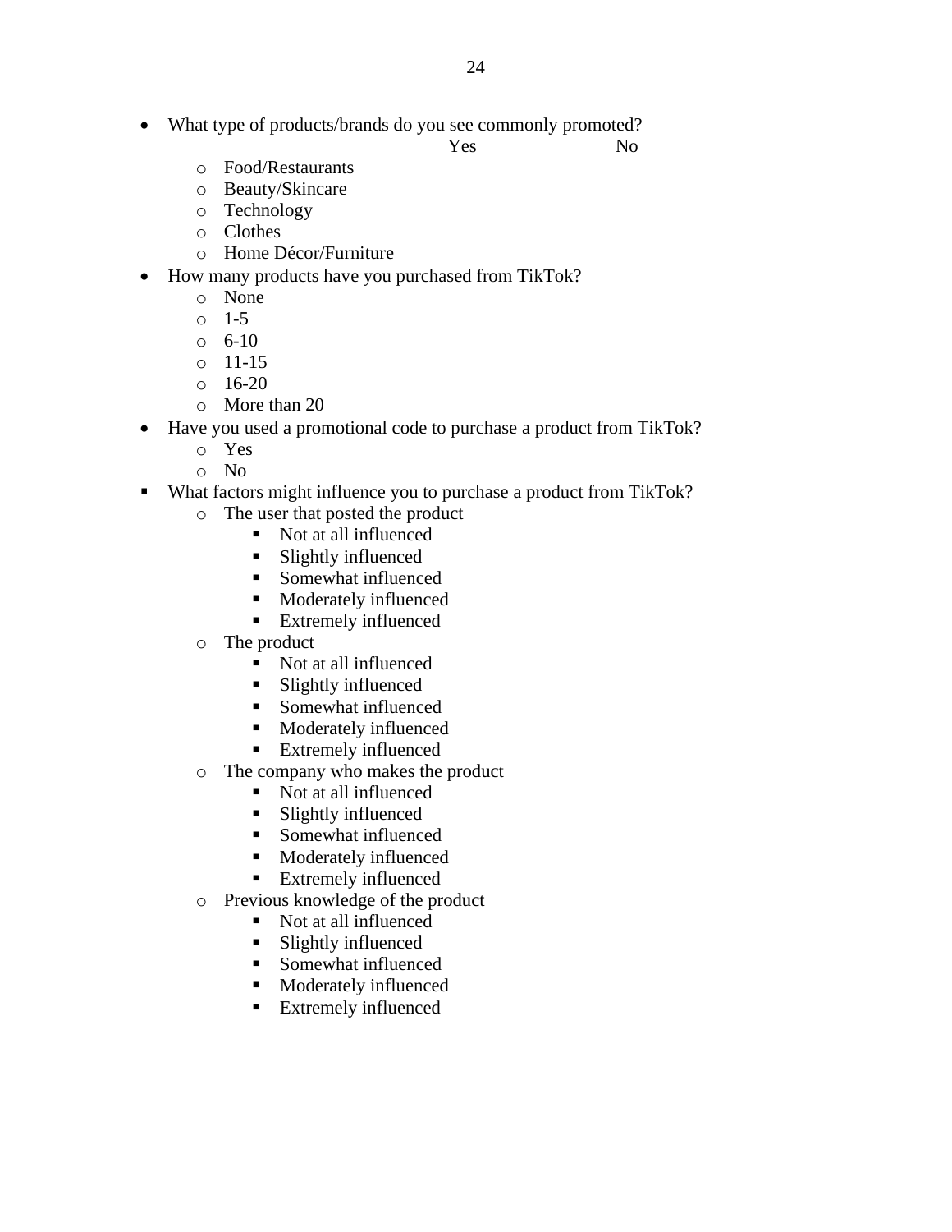- What type of products/brands do you see commonly promoted?

  Yes No

  - Food/Restaurants
  - Beauty/Skincare
  - Technology
  - Clothes
  - Home Décor/Furniture
- How many products have you purchased from TikTok?
  - None
  - 1-5
  - 6-10
  - 11-15
  - 16-20
  - More than 20
- Have you used a promotional code to purchase a product from TikTok?
  - Yes
  - No
- What factors might influence you to purchase a product from TikTok?
  - The user that posted the product
    - Not at all influenced
    - Slightly influenced
    - Somewhat influenced
    - Moderately influenced
    - Extremely influenced
  - The product
    - Not at all influenced
    - Slightly influenced
    - Somewhat influenced
    - Moderately influenced
    - Extremely influenced
  - The company who makes the product
    - Not at all influenced
    - Slightly influenced
    - Somewhat influenced
    - Moderately influenced
    - Extremely influenced
  - Previous knowledge of the product
    - Not at all influenced
    - Slightly influenced
    - Somewhat influenced
    - Moderately influenced
    - Extremely influenced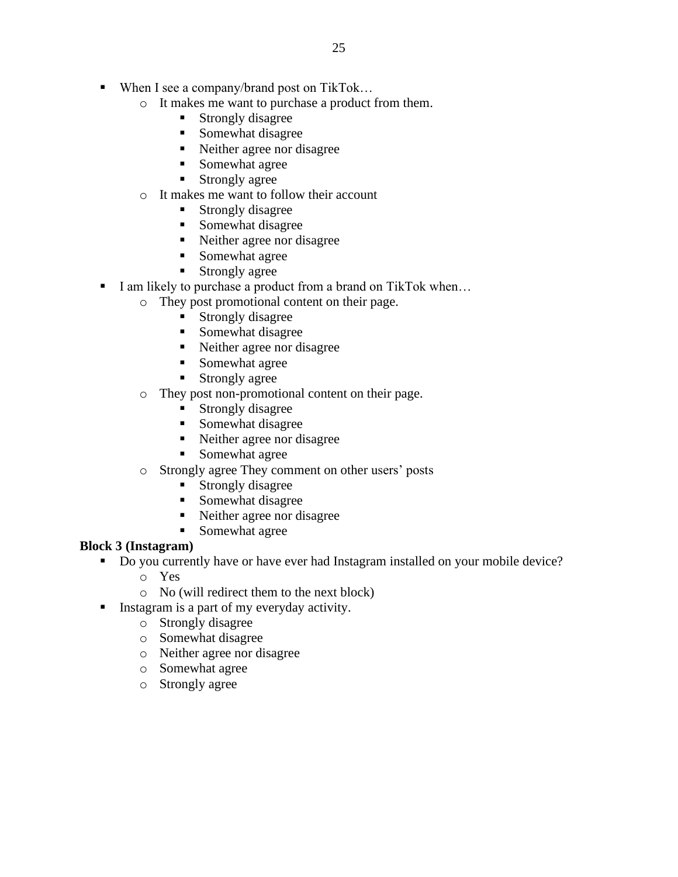- When I see a company/brand post on TikTok…
    - It makes me want to purchase a product from them.
        - Strongly disagree
        - Somewhat disagree
        - Neither agree nor disagree
        - Somewhat agree
        - Strongly agree
    - It makes me want to follow their account
        - Strongly disagree
        - Somewhat disagree
        - Neither agree nor disagree
        - Somewhat agree
        - Strongly agree
- I am likely to purchase a product from a brand on TikTok when…
    - They post promotional content on their page.
        - Strongly disagree
        - Somewhat disagree
        - Neither agree nor disagree
        - Somewhat agree
        - Strongly agree
    - They post non-promotional content on their page.
        - Strongly disagree
        - Somewhat disagree
        - Neither agree nor disagree
        - Somewhat agree
    - Strongly agree They comment on other users' posts
        - Strongly disagree
        - Somewhat disagree
        - Neither agree nor disagree
        - Somewhat agree

**Block 3 (Instagram)**

- Do you currently have or have ever had Instagram installed on your mobile device?
    - Yes
    - No (will redirect them to the next block)
- Instagram is a part of my everyday activity.
    - Strongly disagree
    - Somewhat disagree
    - Neither agree nor disagree
    - Somewhat agree
    - Strongly agree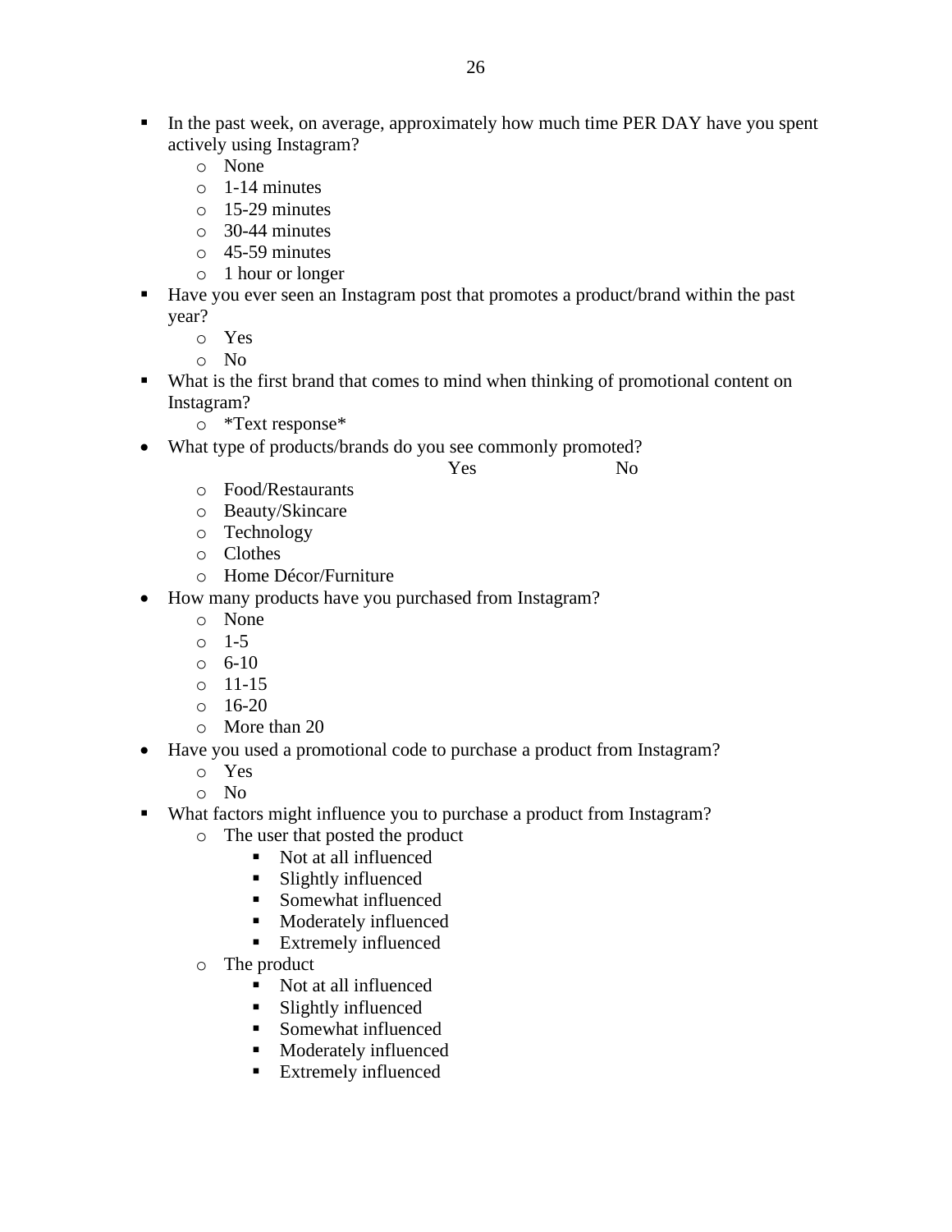- In the past week, on average, approximately how much time PER DAY have you spent actively using Instagram?
  - None
  - 1-14 minutes
  - 15-29 minutes
  - 30-44 minutes
  - 45-59 minutes
  - 1 hour or longer
- Have you ever seen an Instagram post that promotes a product/brand within the past year?
  - Yes
  - No
- What is the first brand that comes to mind when thinking of promotional content on Instagram?
  - *Text response*
- What type of products/brands do you see commonly promoted?

| | Yes | No |
|---|---|---|
| Food/Restaurants | | |
| Beauty/Skincare | | |
| Technology | | |
| Clothes | | |
| Home Décor/Furniture | | |

- How many products have you purchased from Instagram?
  - None
  - 1-5
  - 6-10
  - 11-15
  - 16-20
  - More than 20
- Have you used a promotional code to purchase a product from Instagram?
  - Yes
  - No
- What factors might influence you to purchase a product from Instagram?
  - The user that posted the product
    - Not at all influenced
    - Slightly influenced
    - Somewhat influenced
    - Moderately influenced
    - Extremely influenced
  - The product
    - Not at all influenced
    - Slightly influenced
    - Somewhat influenced
    - Moderately influenced
    - Extremely influenced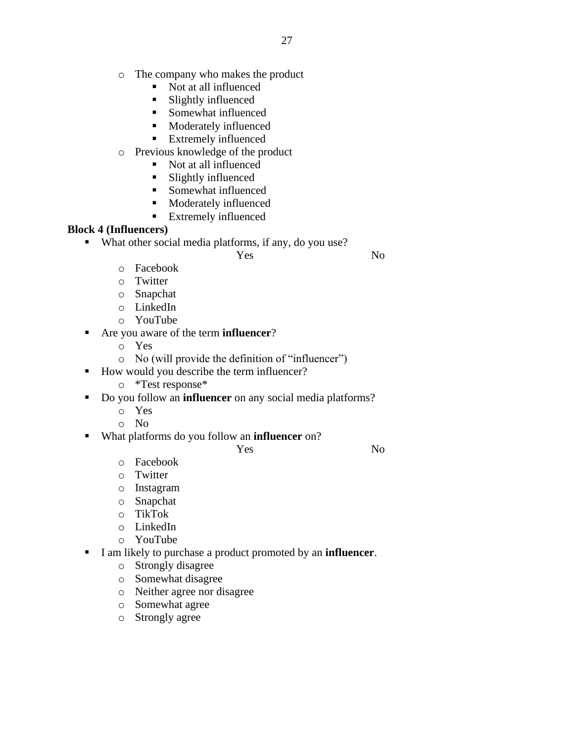- The company who makes the product
  - Not at all influenced
  - Slightly influenced
  - Somewhat influenced
  - Moderately influenced
  - Extremely influenced
- Previous knowledge of the product
  - Not at all influenced
  - Slightly influenced
  - Somewhat influenced
  - Moderately influenced
  - Extremely influenced

**Block 4 (Influencers)**

- What other social media platforms, if any, do you use?

| | Yes | No |
|---|---|---|
| Facebook | | |
| Twitter | | |
| Snapchat | | |
| LinkedIn | | |
| YouTube | | |

- Are you aware of the term **influencer**?
  - Yes
  - No (will provide the definition of "influencer")
- How would you describe the term influencer?
  - *Test response*
- Do you follow an **influencer** on any social media platforms?
  - Yes
  - No
- What platforms do you follow an **influencer** on?

| | Yes | No |
|---|---|---|
| Facebook | | |
| Twitter | | |
| Instagram | | |
| Snapchat | | |
| TikTok | | |
| LinkedIn | | |
| YouTube | | |

- I am likely to purchase a product promoted by an **influencer**.
  - Strongly disagree
  - Somewhat disagree
  - Neither agree nor disagree
  - Somewhat agree
  - Strongly agree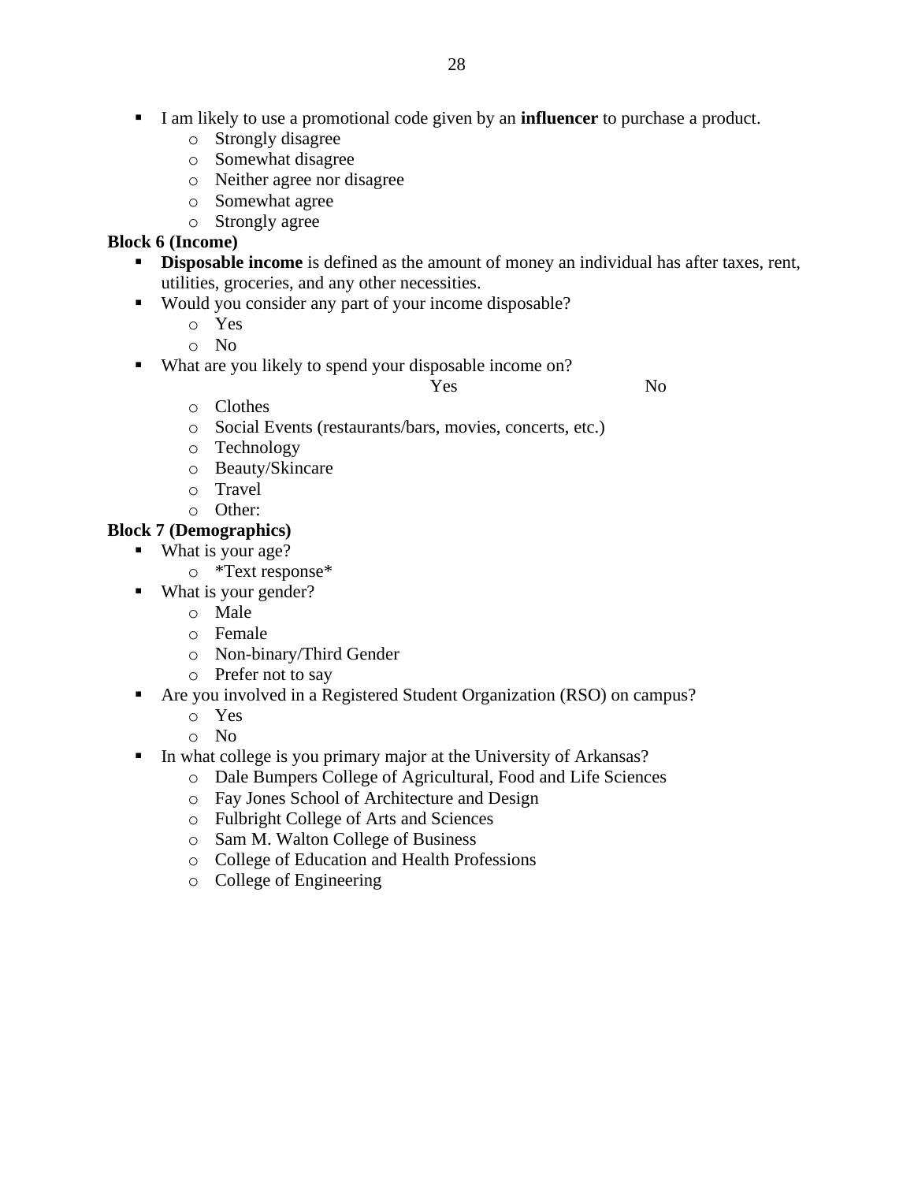- I am likely to use a promotional code given by an **influencer** to purchase a product.
    - Strongly disagree
    - Somewhat disagree
    - Neither agree nor disagree
    - Somewhat agree
    - Strongly agree

**Block 6 (Income)**

- **Disposable income** is defined as the amount of money an individual has after taxes, rent, utilities, groceries, and any other necessities.
- Would you consider any part of your income disposable?
    - Yes
    - No
- What are you likely to spend your disposable income on?

| | Yes | No |
|---|---|---|
| Clothes | | |
| Social Events (restaurants/bars, movies, concerts, etc.) | | |
| Technology | | |
| Beauty/Skincare | | |
| Travel | | |
| Other: | | |

**Block 7 (Demographics)**

- What is your age?
    - \*Text response\*
- What is your gender?
    - Male
    - Female
    - Non-binary/Third Gender
    - Prefer not to say
- Are you involved in a Registered Student Organization (RSO) on campus?
    - Yes
    - No
- In what college is you primary major at the University of Arkansas?
    - Dale Bumpers College of Agricultural, Food and Life Sciences
    - Fay Jones School of Architecture and Design
    - Fulbright College of Arts and Sciences
    - Sam M. Walton College of Business
    - College of Education and Health Professions
    - College of Engineering